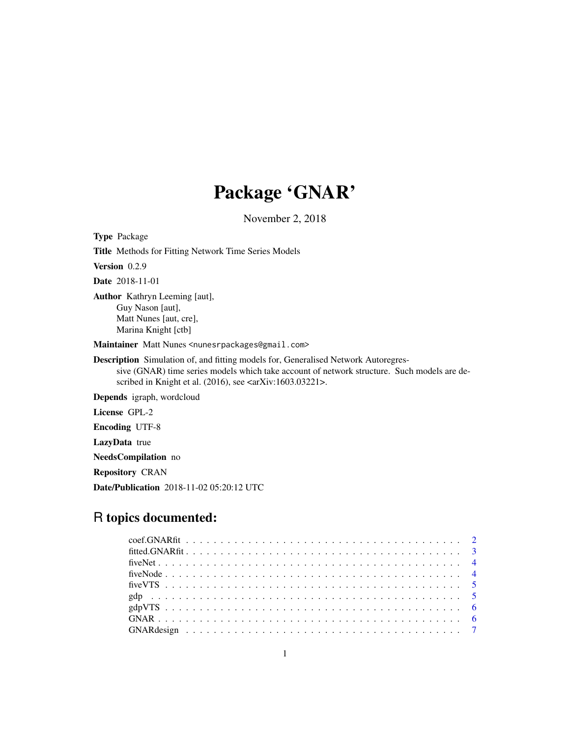# Package 'GNAR'

November 2, 2018

**Type** Package

**Title** Methods for Fitting Network Time Series Models

**Version** 0.2.9

**Date** 2018-11-01

**Author** Kathryn Leeming [aut],
Guy Nason [aut],
Matt Nunes [aut, cre],
Marina Knight [ctb]

**Maintainer** Matt Nunes <nunesrpackages@gmail.com>

**Description** Simulation of, and fitting models for, Generalised Network Autoregressive (GNAR) time series models which take account of network structure. Such models are described in Knight et al. (2016), see <arXiv:1603.03221>.

**Depends** igraph, wordcloud

**License** GPL-2

**Encoding** UTF-8

**LazyData** true

**NeedsCompilation** no

**Repository** CRAN

**Date/Publication** 2018-11-02 05:20:12 UTC

## R topics documented:

coef.GNARfit . . . . . . . . . . . . . . . . . . . . . . . . . . . . . . . . . . . . . . . 2
fitted.GNARfit . . . . . . . . . . . . . . . . . . . . . . . . . . . . . . . . . . . . . . . 3
fiveNet . . . . . . . . . . . . . . . . . . . . . . . . . . . . . . . . . . . . . . . . . . . 4
fiveNode . . . . . . . . . . . . . . . . . . . . . . . . . . . . . . . . . . . . . . . . . . 4
fiveVTS . . . . . . . . . . . . . . . . . . . . . . . . . . . . . . . . . . . . . . . . . . 5
gdp . . . . . . . . . . . . . . . . . . . . . . . . . . . . . . . . . . . . . . . . . . . . 5
gdpVTS . . . . . . . . . . . . . . . . . . . . . . . . . . . . . . . . . . . . . . . . . . 6
GNAR . . . . . . . . . . . . . . . . . . . . . . . . . . . . . . . . . . . . . . . . . . . 6
GNARdesign . . . . . . . . . . . . . . . . . . . . . . . . . . . . . . . . . . . . . . . 7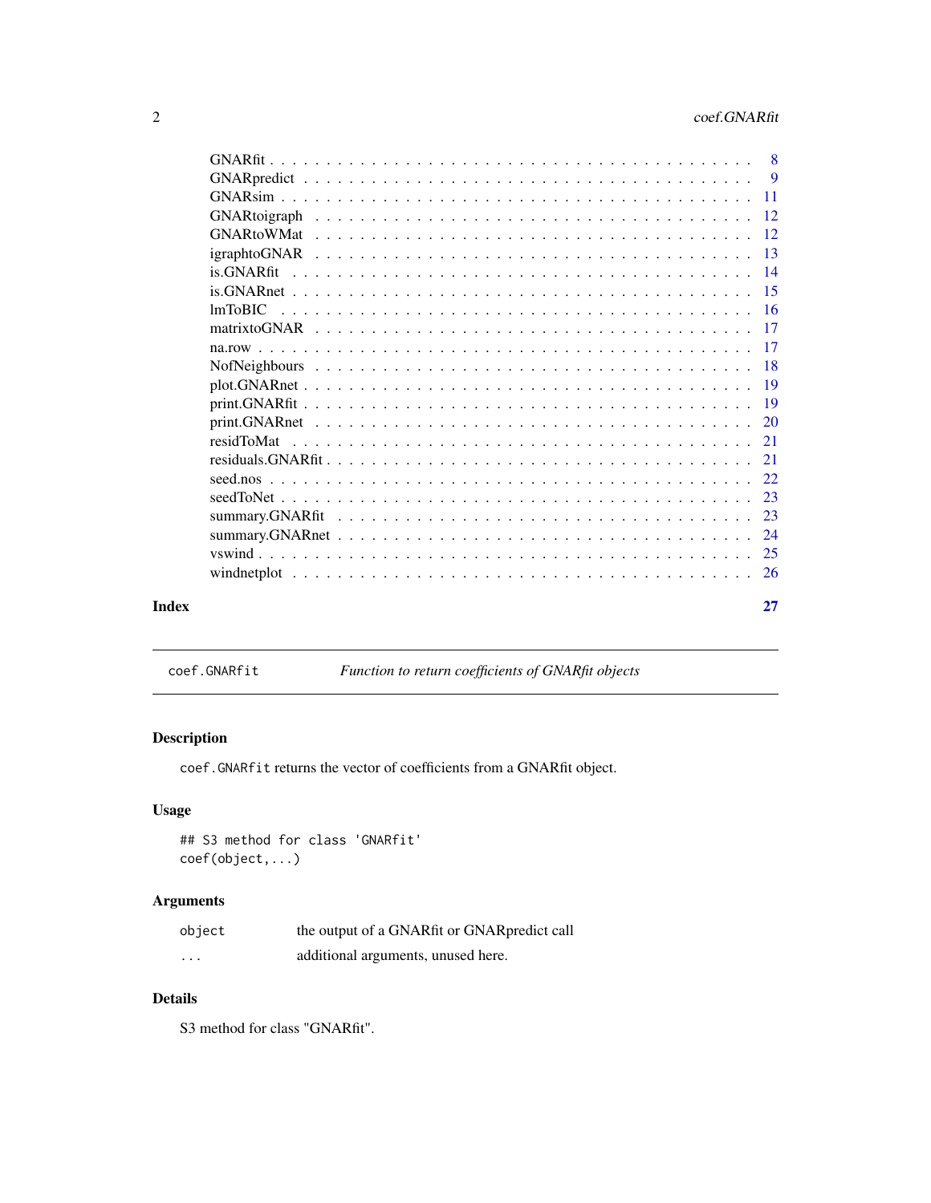| | |
|---|---|
| GNARfit | 8 |
| GNARpredict | 9 |
| GNARsim | 11 |
| GNARtoigraph | 12 |
| GNARtoWMat | 12 |
| igraphtoGNAR | 13 |
| is.GNARfit | 14 |
| is.GNARnet | 15 |
| lmToBIC | 16 |
| matrixtoGNAR | 17 |
| na.row | 17 |
| NofNeighbours | 18 |
| plot.GNARnet | 19 |
| print.GNARfit | 19 |
| print.GNARnet | 20 |
| residToMat | 21 |
| residuals.GNARfit | 21 |
| seed.nos | 22 |
| seedToNet | 23 |
| summary.GNARfit | 23 |
| summary.GNARnet | 24 |
| vswind | 25 |
| windnetplot | 26 |

**Index** **27**

---

## coef.GNARfit — *Function to return coefficients of GNARfit objects*

### Description

`coef.GNARfit` returns the vector of coefficients from a GNARfit object.

### Usage

```
## S3 method for class 'GNARfit'
coef(object,...)
```

### Arguments

| | |
|---|---|
| `object` | the output of a GNARfit or GNARpredict call |
| `...` | additional arguments, unused here. |

### Details

S3 method for class "GNARfit".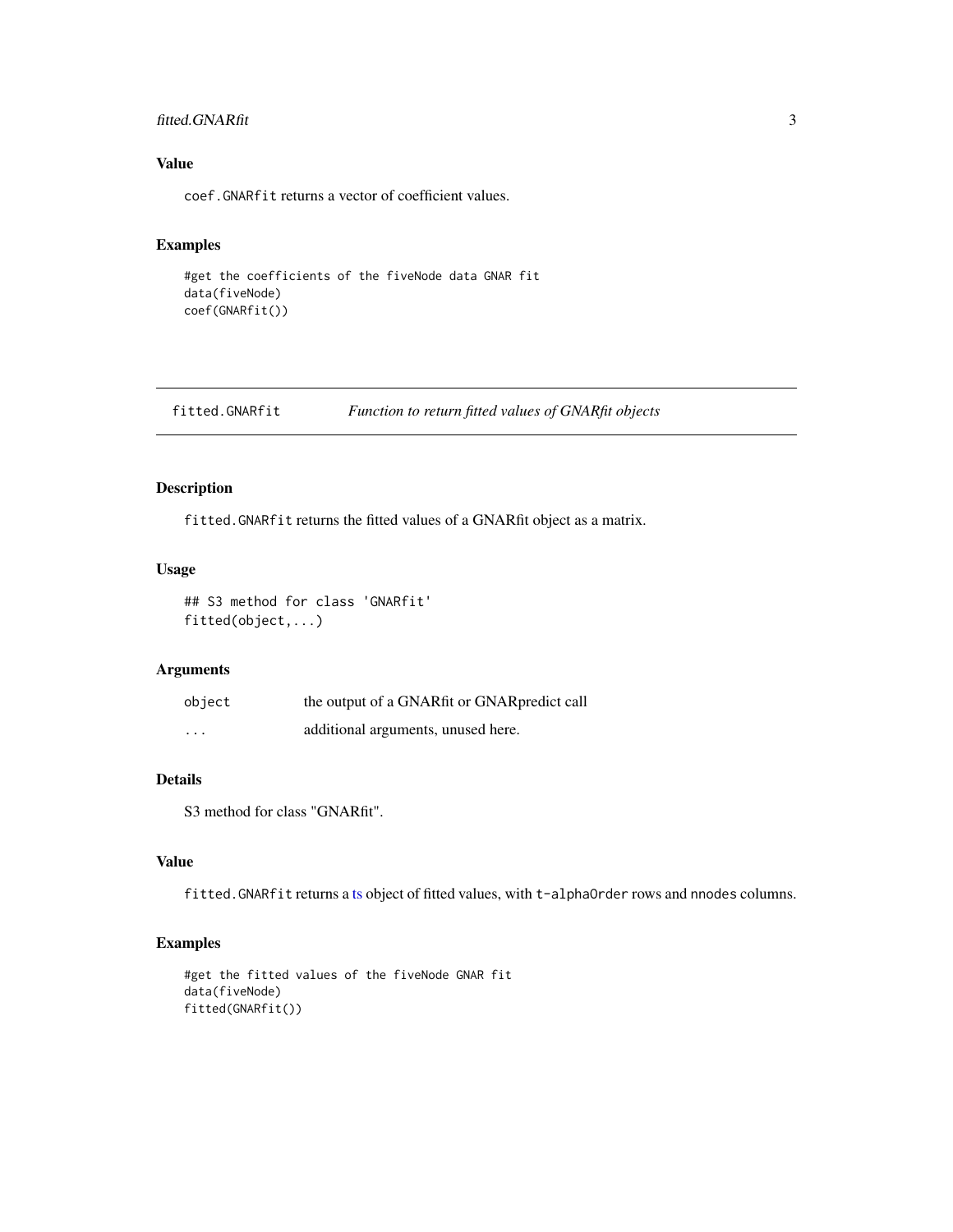## Value

`coef.GNARfit` returns a vector of coefficient values.

## Examples

```
#get the coefficients of the fiveNode data GNAR fit
data(fiveNode)
coef(GNARfit())
```

---

# fitted.GNARfit — *Function to return fitted values of GNARfit objects*

## Description

`fitted.GNARfit` returns the fitted values of a GNARfit object as a matrix.

## Usage

```
## S3 method for class 'GNARfit'
fitted(object,...)
```

## Arguments

| | |
|---|---|
| `object` | the output of a GNARfit or GNARpredict call |
| `...` | additional arguments, unused here. |

## Details

S3 method for class "GNARfit".

## Value

`fitted.GNARfit` returns a ts object of fitted values, with `t-alphaOrder` rows and `nnodes` columns.

## Examples

```
#get the fitted values of the fiveNode GNAR fit
data(fiveNode)
fitted(GNARfit())
```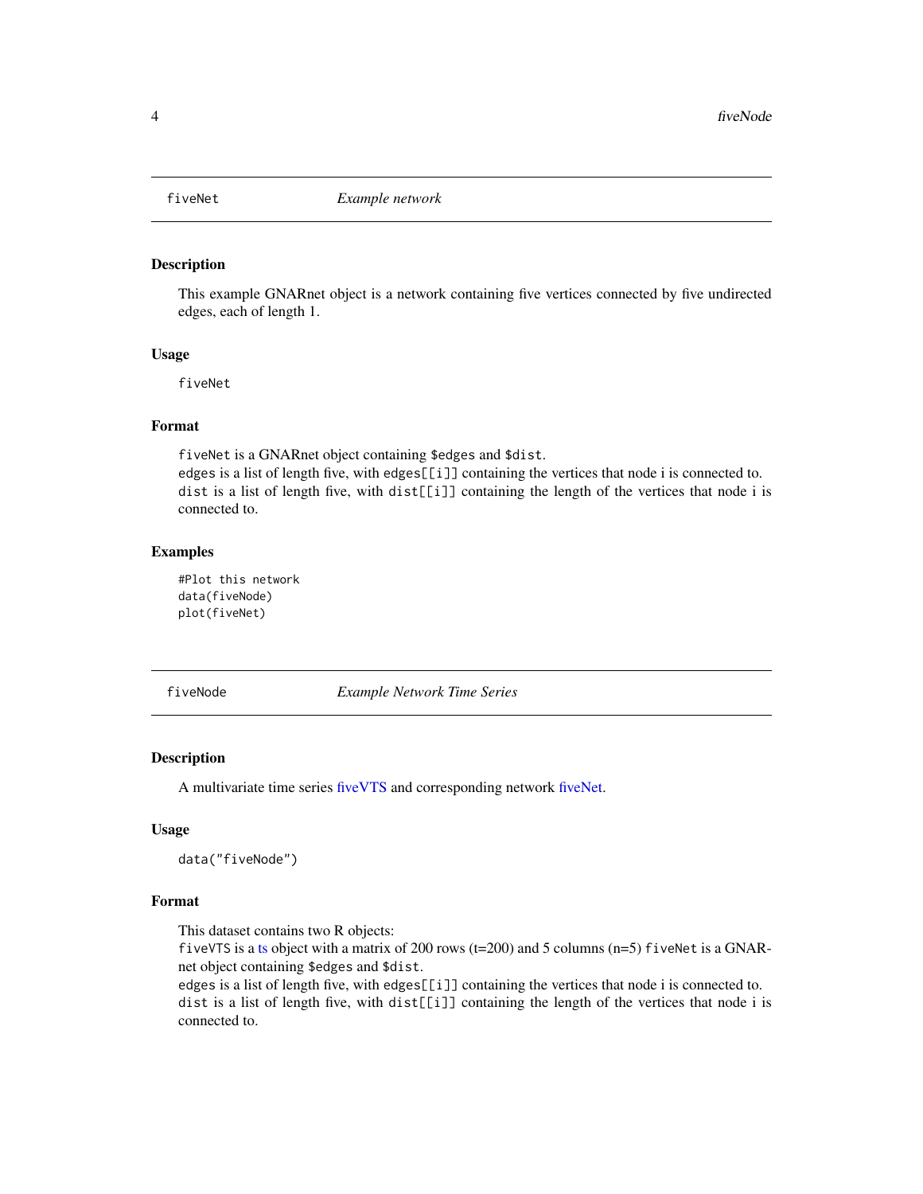## fiveNet *Example network*

### Description

This example GNARnet object is a network containing five vertices connected by five undirected edges, each of length 1.

### Usage

```
fiveNet
```

### Format

`fiveNet` is a GNARnet object containing `$edges` and `$dist`.
`edges` is a list of length five, with `edges[[i]]` containing the vertices that node i is connected to.
`dist` is a list of length five, with `dist[[i]]` containing the length of the vertices that node i is connected to.

### Examples

```
#Plot this network
data(fiveNode)
plot(fiveNet)
```

## fiveNode *Example Network Time Series*

### Description

A multivariate time series fiveVTS and corresponding network fiveNet.

### Usage

```
data("fiveNode")
```

### Format

This dataset contains two R objects:
`fiveVTS` is a ts object with a matrix of 200 rows (t=200) and 5 columns (n=5) `fiveNet` is a GNARnet object containing `$edges` and `$dist`.
`edges` is a list of length five, with `edges[[i]]` containing the vertices that node i is connected to.
`dist` is a list of length five, with `dist[[i]]` containing the length of the vertices that node i is connected to.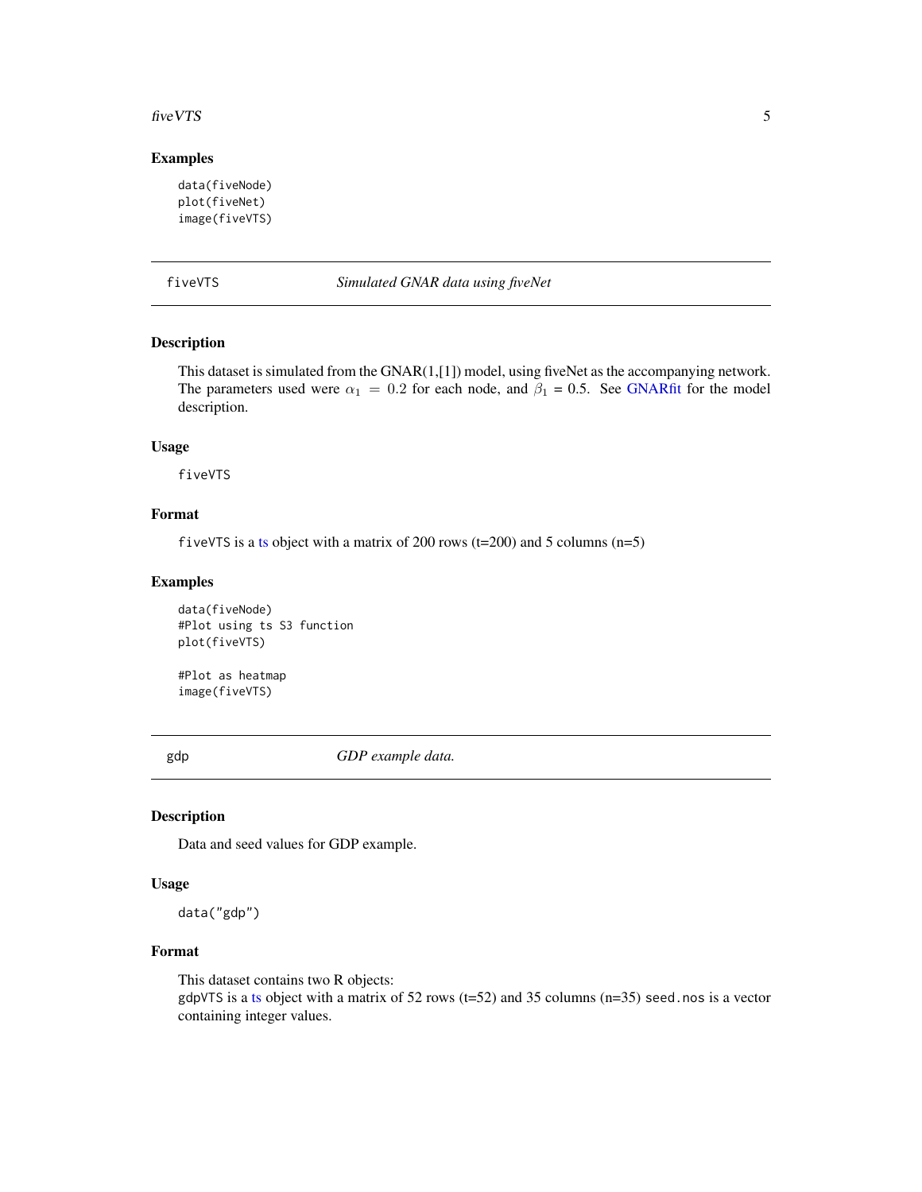### Examples

```
data(fiveNode)
plot(fiveNet)
image(fiveVTS)
```

---

## fiveVTS — *Simulated GNAR data using fiveNet*

---

### Description

This dataset is simulated from the GNAR(1,[1]) model, using fiveNet as the accompanying network. The parameters used were $\alpha_1 = 0.2$ for each node, and $\beta_1 = 0.5$. See GNARfit for the model description.

### Usage

```
fiveVTS
```

### Format

`fiveVTS` is a ts object with a matrix of 200 rows (t=200) and 5 columns (n=5)

### Examples

```
data(fiveNode)
#Plot using ts S3 function
plot(fiveVTS)

#Plot as heatmap
image(fiveVTS)
```

---

## gdp — *GDP example data.*

---

### Description

Data and seed values for GDP example.

### Usage

```
data("gdp")
```

### Format

This dataset contains two R objects:
`gdpVTS` is a ts object with a matrix of 52 rows (t=52) and 35 columns (n=35) `seed.nos` is a vector containing integer values.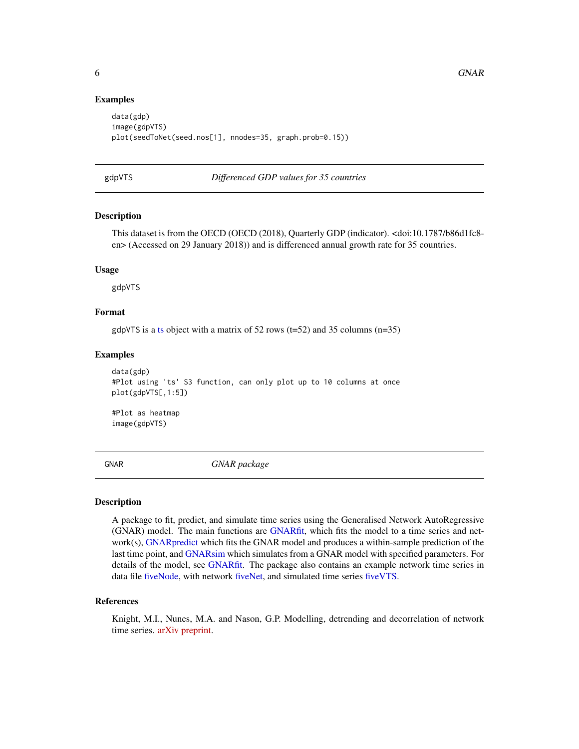### Examples

```
data(gdp)
image(gdpVTS)
plot(seedToNet(seed.nos[1], nnodes=35, graph.prob=0.15))
```

---

## gdpVTS *Differenced GDP values for 35 countries*

### Description

This dataset is from the OECD (OECD (2018), Quarterly GDP (indicator). <doi:10.1787/b86d1fc8-en> (Accessed on 29 January 2018)) and is differenced annual growth rate for 35 countries.

### Usage

```
gdpVTS
```

### Format

gdpVTS is a ts object with a matrix of 52 rows (t=52) and 35 columns (n=35)

### Examples

```
data(gdp)
#Plot using 'ts' S3 function, can only plot up to 10 columns at once
plot(gdpVTS[,1:5])

#Plot as heatmap
image(gdpVTS)
```

---

## GNAR *GNAR package*

### Description

A package to fit, predict, and simulate time series using the Generalised Network AutoRegressive (GNAR) model. The main functions are GNARfit, which fits the model to a time series and network(s), GNARpredict which fits the GNAR model and produces a within-sample prediction of the last time point, and GNARsim which simulates from a GNAR model with specified parameters. For details of the model, see GNARfit. The package also contains an example network time series in data file fiveNode, with network fiveNet, and simulated time series fiveVTS.

### References

Knight, M.I., Nunes, M.A. and Nason, G.P. Modelling, detrending and decorrelation of network time series. arXiv preprint.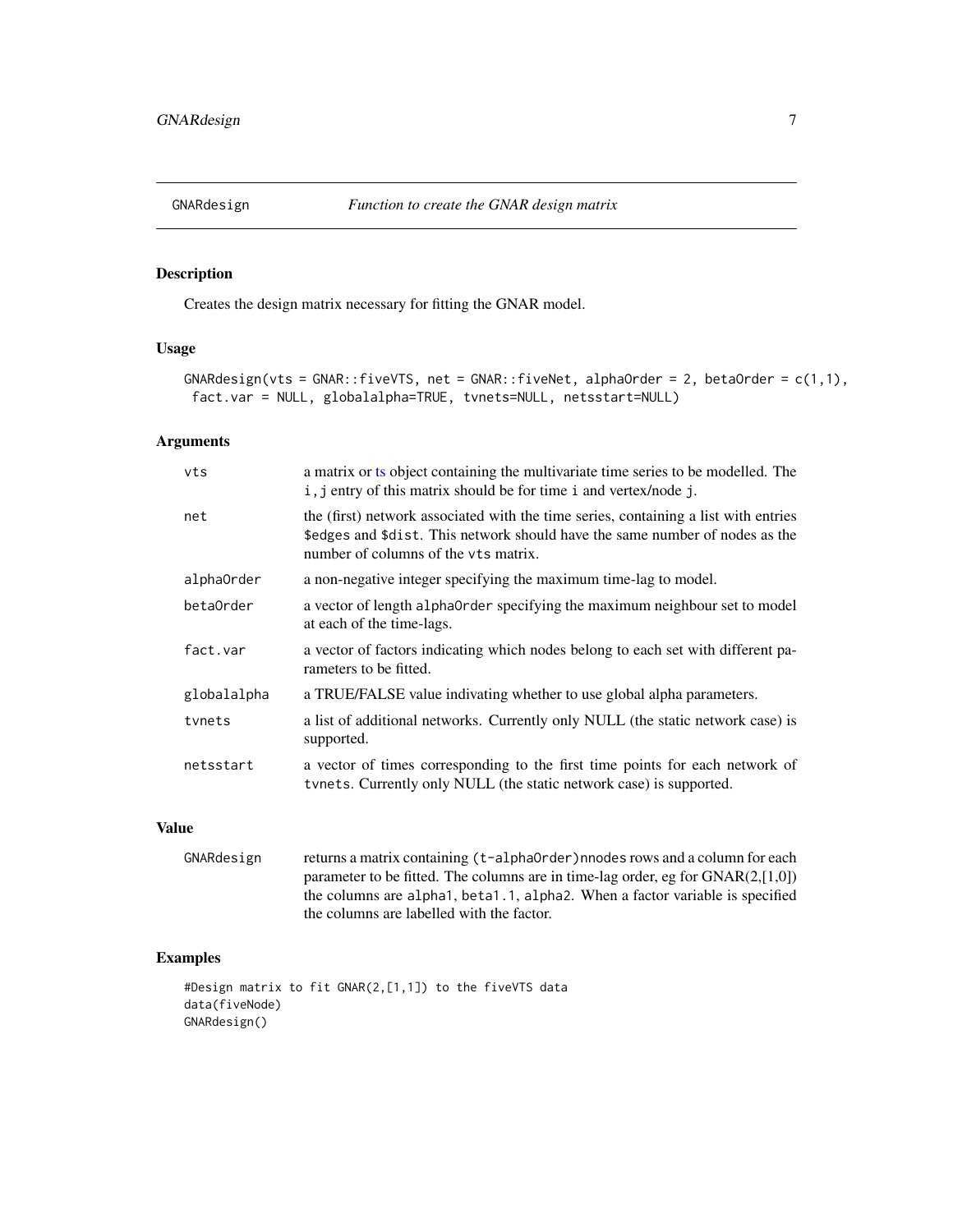# GNARdesign *Function to create the GNAR design matrix*

## Description

Creates the design matrix necessary for fitting the GNAR model.

## Usage

```
GNARdesign(vts = GNAR::fiveVTS, net = GNAR::fiveNet, alphaOrder = 2, betaOrder = c(1,1),
 fact.var = NULL, globalalpha=TRUE, tvnets=NULL, netsstart=NULL)
```

## Arguments

| | |
|---|---|
| vts | a matrix or ts object containing the multivariate time series to be modelled. The i,j entry of this matrix should be for time i and vertex/node j. |
| net | the (first) network associated with the time series, containing a list with entries $edges and $dist. This network should have the same number of nodes as the number of columns of the vts matrix. |
| alphaOrder | a non-negative integer specifying the maximum time-lag to model. |
| betaOrder | a vector of length alphaOrder specifying the maximum neighbour set to model at each of the time-lags. |
| fact.var | a vector of factors indicating which nodes belong to each set with different parameters to be fitted. |
| globalalpha | a TRUE/FALSE value indivating whether to use global alpha parameters. |
| tvnets | a list of additional networks. Currently only NULL (the static network case) is supported. |
| netsstart | a vector of times corresponding to the first time points for each network of tvnets. Currently only NULL (the static network case) is supported. |

## Value

| | |
|---|---|
| GNARdesign | returns a matrix containing (t-alphaOrder)nnodes rows and a column for each parameter to be fitted. The columns are in time-lag order, eg for GNAR(2,[1,0]) the columns are alpha1, beta1.1, alpha2. When a factor variable is specified the columns are labelled with the factor. |

## Examples

```
#Design matrix to fit GNAR(2,[1,1]) to the fiveVTS data
data(fiveNode)
GNARdesign()
```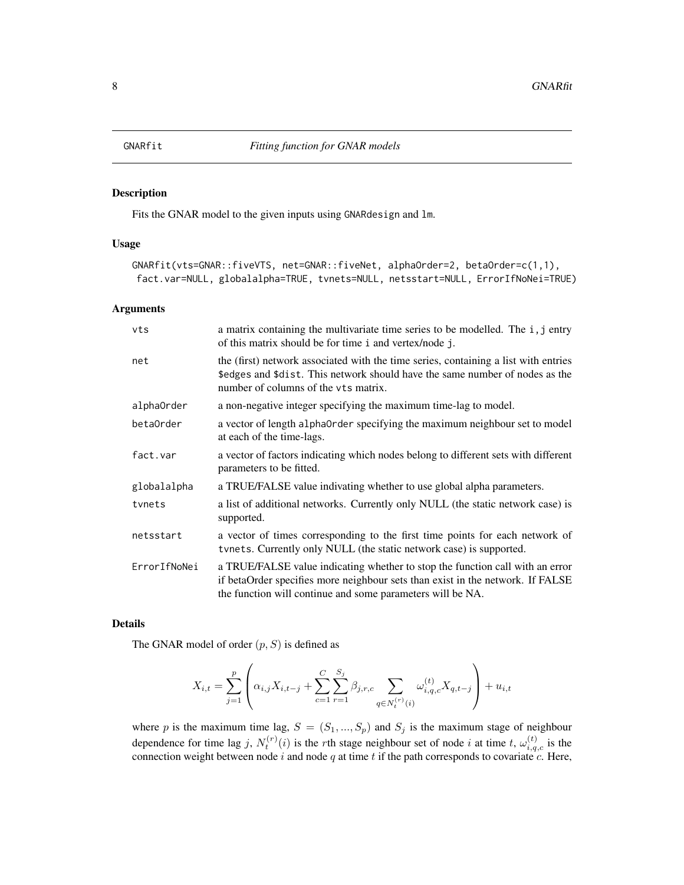## GNARfit *Fitting function for GNAR models*

### Description

Fits the GNAR model to the given inputs using GNARdesign and lm.

### Usage

```
GNARfit(vts=GNAR::fiveVTS, net=GNAR::fiveNet, alphaOrder=2, betaOrder=c(1,1),
 fact.var=NULL, globalalpha=TRUE, tvnets=NULL, netsstart=NULL, ErrorIfNoNei=TRUE)
```

### Arguments

| | |
|---|---|
| vts | a matrix containing the multivariate time series to be modelled. The i,j entry of this matrix should be for time i and vertex/node j. |
| net | the (first) network associated with the time series, containing a list with entries $edges and $dist. This network should have the same number of nodes as the number of columns of the vts matrix. |
| alphaOrder | a non-negative integer specifying the maximum time-lag to model. |
| betaOrder | a vector of length alphaOrder specifying the maximum neighbour set to model at each of the time-lags. |
| fact.var | a vector of factors indicating which nodes belong to different sets with different parameters to be fitted. |
| globalalpha | a TRUE/FALSE value indivating whether to use global alpha parameters. |
| tvnets | a list of additional networks. Currently only NULL (the static network case) is supported. |
| netsstart | a vector of times corresponding to the first time points for each network of tvnets. Currently only NULL (the static network case) is supported. |
| ErrorIfNoNei | a TRUE/FALSE value indicating whether to stop the function call with an error if betaOrder specifies more neighbour sets than exist in the network. If FALSE the function will continue and some parameters will be NA. |

### Details

The GNAR model of order $(p, S)$ is defined as

$$X_{i,t} = \sum_{j=1}^{p} \left( \alpha_{i,j} X_{i,t-j} + \sum_{c=1}^{C} \sum_{r=1}^{S_j} \beta_{j,r,c} \sum_{q \in N_t^{(r)}(i)} \omega_{i,q,c}^{(t)} X_{q,t-j} \right) + u_{i,t}$$

where $p$ is the maximum time lag, $S = (S_1, ..., S_p)$ and $S_j$ is the maximum stage of neighbour dependence for time lag $j$, $N_t^{(r)}(i)$ is the $r$th stage neighbour set of node $i$ at time $t$, $\omega_{i,q,c}^{(t)}$ is the connection weight between node $i$ and node $q$ at time $t$ if the path corresponds to covariate $c$. Here,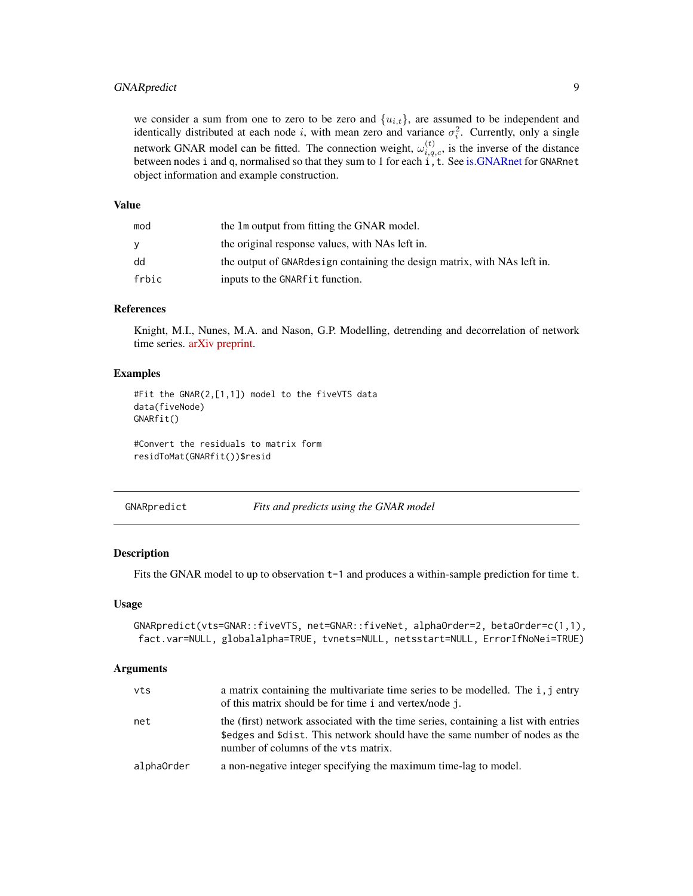we consider a sum from one to zero to be zero and $\{u_{i,t}\}$, are assumed to be independent and identically distributed at each node $i$, with mean zero and variance $\sigma_i^2$. Currently, only a single network GNAR model can be fitted. The connection weight, $\omega_{i,q,c}^{(t)}$, is the inverse of the distance between nodes i and q, normalised so that they sum to 1 for each i,t. See is.GNARnet for GNARnet object information and example construction.

### Value

| | |
|---|---|
| mod | the lm output from fitting the GNAR model. |
| y | the original response values, with NAs left in. |
| dd | the output of GNARdesign containing the design matrix, with NAs left in. |
| frbic | inputs to the GNARfit function. |

### References

Knight, M.I., Nunes, M.A. and Nason, G.P. Modelling, detrending and decorrelation of network time series. arXiv preprint.

### Examples

```
#Fit the GNAR(2,[1,1]) model to the fiveVTS data
data(fiveNode)
GNARfit()

#Convert the residuals to matrix form
residToMat(GNARfit())$resid
```

---

## GNARpredict — *Fits and predicts using the GNAR model*

### Description

Fits the GNAR model to up to observation t-1 and produces a within-sample prediction for time t.

### Usage

```
GNARpredict(vts=GNAR::fiveVTS, net=GNAR::fiveNet, alphaOrder=2, betaOrder=c(1,1),
 fact.var=NULL, globalalpha=TRUE, tvnets=NULL, netsstart=NULL, ErrorIfNoNei=TRUE)
```

### Arguments

| | |
|---|---|
| vts | a matrix containing the multivariate time series to be modelled. The i,j entry of this matrix should be for time i and vertex/node j. |
| net | the (first) network associated with the time series, containing a list with entries $edges and $dist. This network should have the same number of nodes as the number of columns of the vts matrix. |
| alphaOrder | a non-negative integer specifying the maximum time-lag to model. |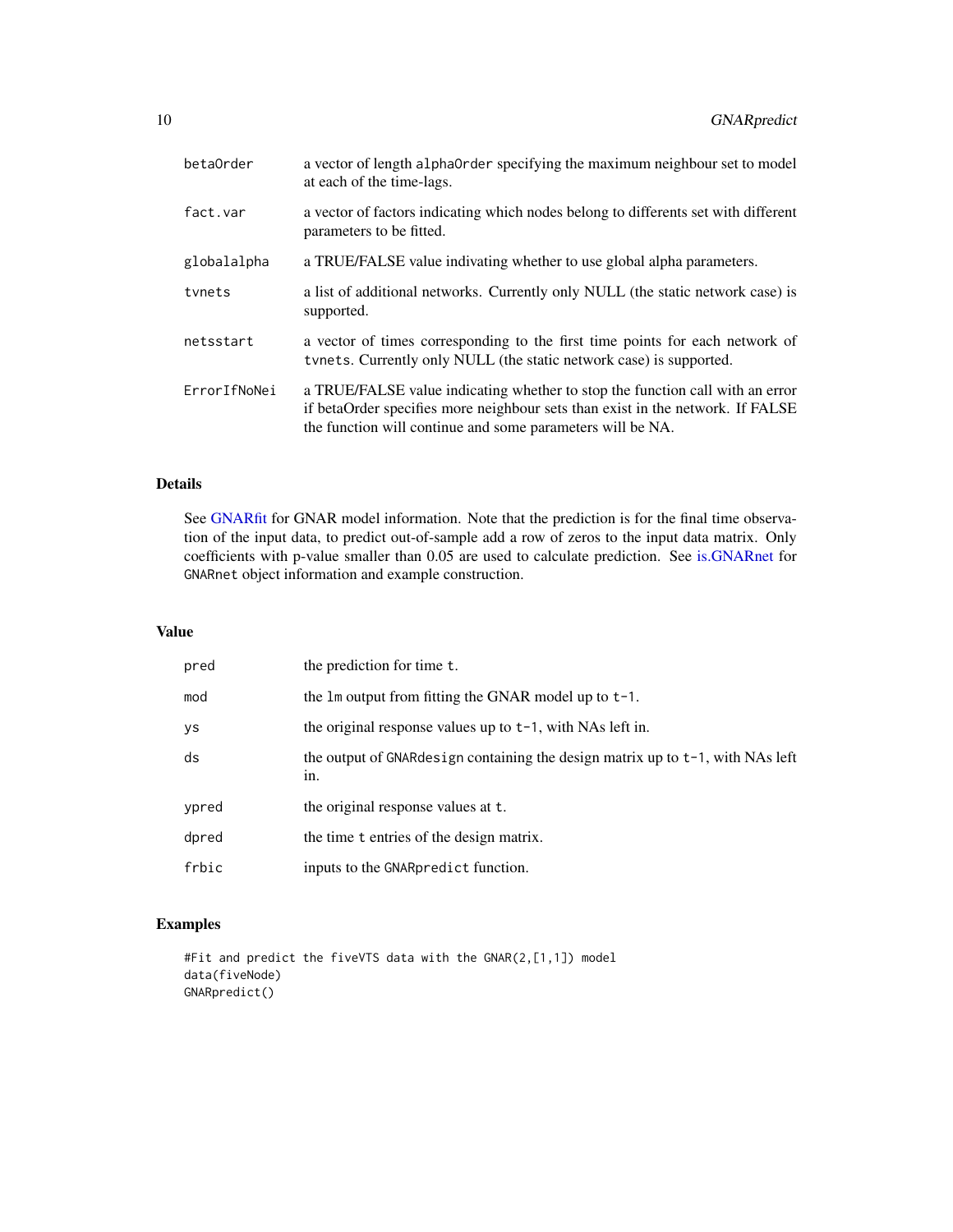| | |
|---|---|
| betaOrder | a vector of length alphaOrder specifying the maximum neighbour set to model at each of the time-lags. |
| fact.var | a vector of factors indicating which nodes belong to differents set with different parameters to be fitted. |
| globalalpha | a TRUE/FALSE value indivating whether to use global alpha parameters. |
| tvnets | a list of additional networks. Currently only NULL (the static network case) is supported. |
| netsstart | a vector of times corresponding to the first time points for each network of tvnets. Currently only NULL (the static network case) is supported. |
| ErrorIfNoNei | a TRUE/FALSE value indicating whether to stop the function call with an error if betaOrder specifies more neighbour sets than exist in the network. If FALSE the function will continue and some parameters will be NA. |

## Details

See GNARfit for GNAR model information. Note that the prediction is for the final time observation of the input data, to predict out-of-sample add a row of zeros to the input data matrix. Only coefficients with p-value smaller than 0.05 are used to calculate prediction. See is.GNARnet for GNARnet object information and example construction.

## Value

| | |
|---|---|
| pred | the prediction for time t. |
| mod | the lm output from fitting the GNAR model up to t-1. |
| ys | the original response values up to t-1, with NAs left in. |
| ds | the output of GNARdesign containing the design matrix up to t-1, with NAs left in. |
| ypred | the original response values at t. |
| dpred | the time t entries of the design matrix. |
| frbic | inputs to the GNARpredict function. |

## Examples

```
#Fit and predict the fiveVTS data with the GNAR(2,[1,1]) model
data(fiveNode)
GNARpredict()
```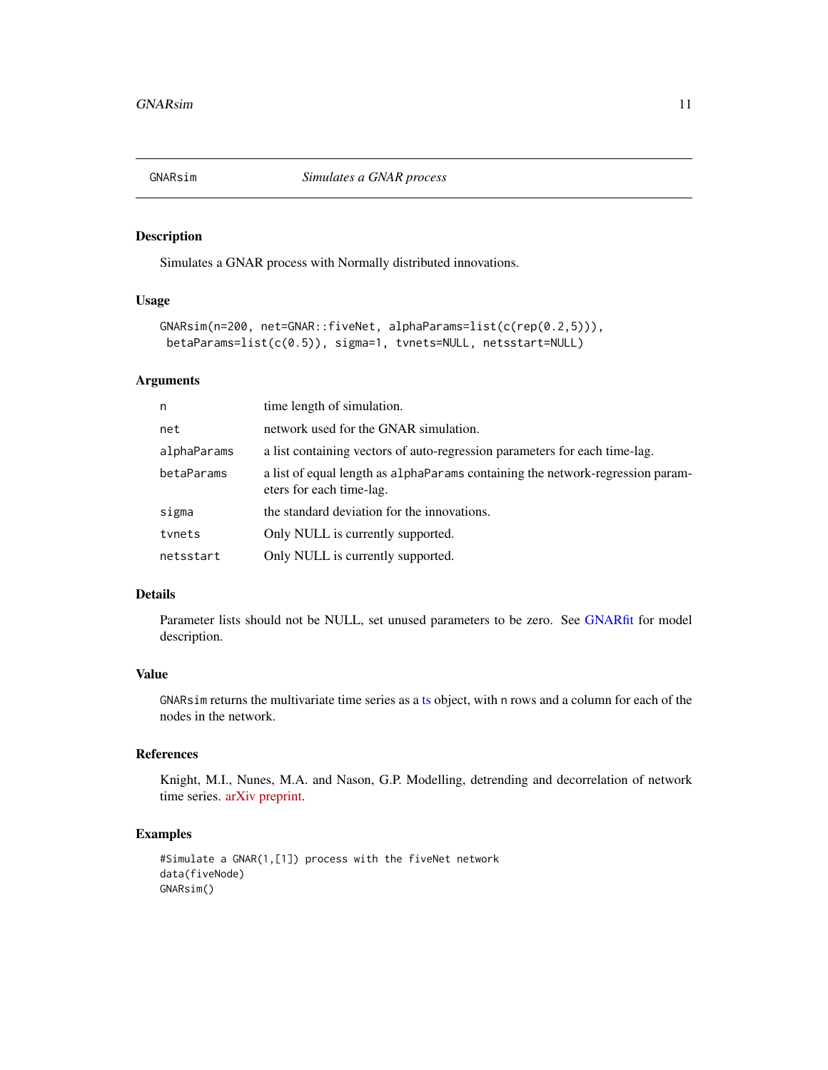GNARsim *Simulates a GNAR process*

## Description

Simulates a GNAR process with Normally distributed innovations.

## Usage

```
GNARsim(n=200, net=GNAR::fiveNet, alphaParams=list(c(rep(0.2,5))),
 betaParams=list(c(0.5)), sigma=1, tvnets=NULL, netsstart=NULL)
```

## Arguments

| | |
|---|---|
| `n` | time length of simulation. |
| `net` | network used for the GNAR simulation. |
| `alphaParams` | a list containing vectors of auto-regression parameters for each time-lag. |
| `betaParams` | a list of equal length as `alphaParams` containing the network-regression parameters for each time-lag. |
| `sigma` | the standard deviation for the innovations. |
| `tvnets` | Only NULL is currently supported. |
| `netsstart` | Only NULL is currently supported. |

## Details

Parameter lists should not be NULL, set unused parameters to be zero. See GNARfit for model description.

## Value

`GNARsim` returns the multivariate time series as a ts object, with `n` rows and a column for each of the nodes in the network.

## References

Knight, M.I., Nunes, M.A. and Nason, G.P. Modelling, detrending and decorrelation of network time series. arXiv preprint.

## Examples

```
#Simulate a GNAR(1,[1]) process with the fiveNet network
data(fiveNode)
GNARsim()
```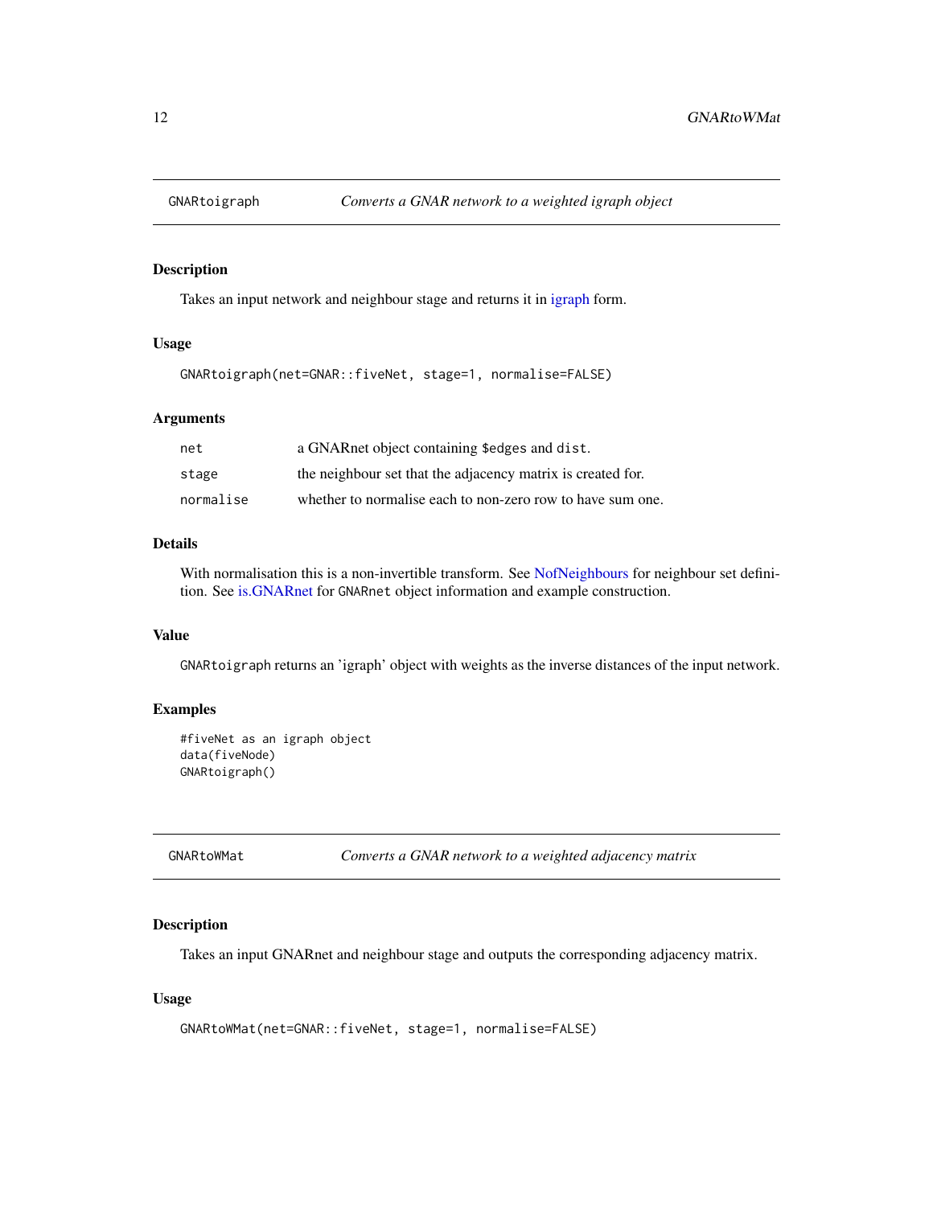## GNARtoigraph *Converts a GNAR network to a weighted igraph object*

### Description

Takes an input network and neighbour stage and returns it in igraph form.

### Usage

```
GNARtoigraph(net=GNAR::fiveNet, stage=1, normalise=FALSE)
```

### Arguments

| | |
|---|---|
| `net` | a GNARnet object containing `$edges` and `dist`. |
| `stage` | the neighbour set that the adjacency matrix is created for. |
| `normalise` | whether to normalise each to non-zero row to have sum one. |

### Details

With normalisation this is a non-invertible transform. See NofNeighbours for neighbour set definition. See is.GNARnet for `GNARnet` object information and example construction.

### Value

`GNARtoigraph` returns an 'igraph' object with weights as the inverse distances of the input network.

### Examples

```
#fiveNet as an igraph object
data(fiveNode)
GNARtoigraph()
```

## GNARtoWMat *Converts a GNAR network to a weighted adjacency matrix*

### Description

Takes an input GNARnet and neighbour stage and outputs the corresponding adjacency matrix.

### Usage

```
GNARtoWMat(net=GNAR::fiveNet, stage=1, normalise=FALSE)
```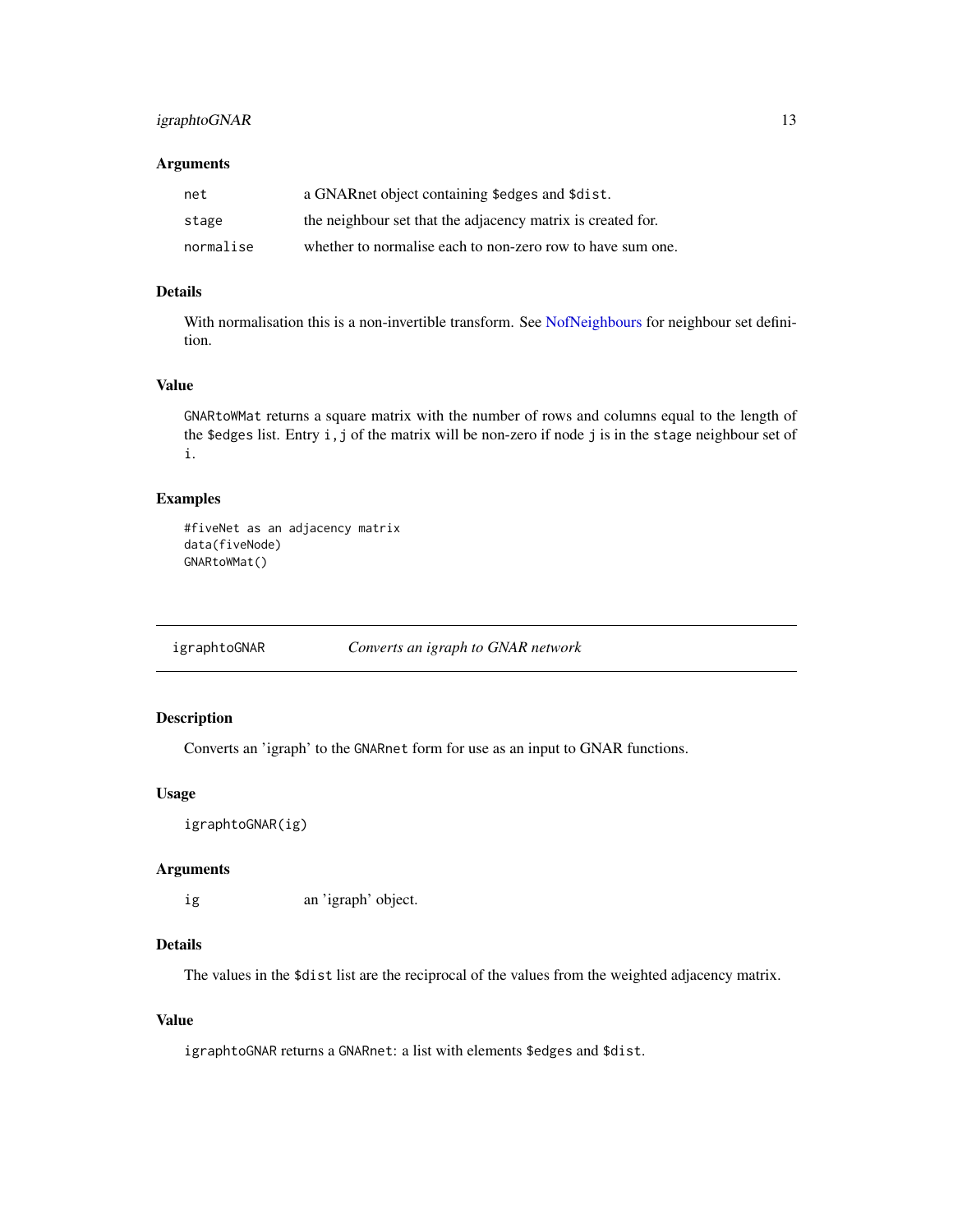### Arguments

| | |
|---|---|
| `net` | a GNARnet object containing `$edges` and `$dist`. |
| `stage` | the neighbour set that the adjacency matrix is created for. |
| `normalise` | whether to normalise each to non-zero row to have sum one. |

### Details

With normalisation this is a non-invertible transform. See NofNeighbours for neighbour set definition.

### Value

`GNARtoWMat` returns a square matrix with the number of rows and columns equal to the length of the `$edges` list. Entry `i,j` of the matrix will be non-zero if node `j` is in the `stage` neighbour set of `i`.

### Examples

```
#fiveNet as an adjacency matrix
data(fiveNode)
GNARtoWMat()
```

---

## igraphtoGNAR — *Converts an igraph to GNAR network*

### Description

Converts an 'igraph' to the `GNARnet` form for use as an input to GNAR functions.

### Usage

```
igraphtoGNAR(ig)
```

### Arguments

| | |
|---|---|
| `ig` | an 'igraph' object. |

### Details

The values in the `$dist` list are the reciprocal of the values from the weighted adjacency matrix.

### Value

`igraphtoGNAR` returns a `GNARnet`: a list with elements `$edges` and `$dist`.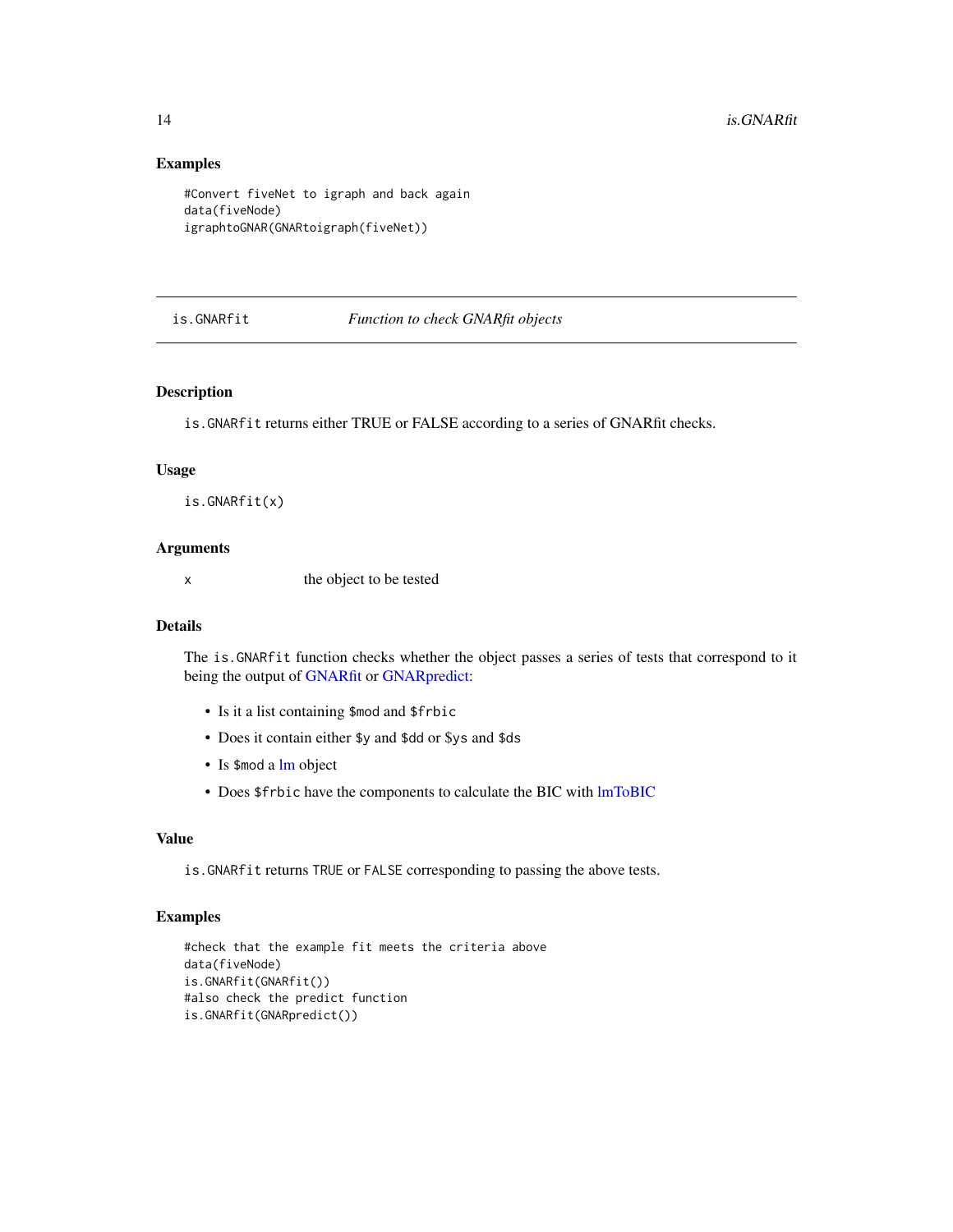### Examples

```
#Convert fiveNet to igraph and back again
data(fiveNode)
igraphtoGNAR(GNARtoigraph(fiveNet))
```

---

## is.GNARfit *Function to check GNARfit objects*

---

### Description

`is.GNARfit` returns either TRUE or FALSE according to a series of GNARfit checks.

### Usage

```
is.GNARfit(x)
```

### Arguments

| | |
|---|---|
| x | the object to be tested |

### Details

The `is.GNARfit` function checks whether the object passes a series of tests that correspond to it being the output of GNARfit or GNARpredict:

- Is it a list containing `$mod` and `$frbic`
- Does it contain either `$y` and `$dd` or `$ys` and `$ds`
- Is `$mod` a lm object
- Does `$frbic` have the components to calculate the BIC with lmToBIC

### Value

`is.GNARfit` returns `TRUE` or `FALSE` corresponding to passing the above tests.

### Examples

```
#check that the example fit meets the criteria above
data(fiveNode)
is.GNARfit(GNARfit())
#also check the predict function
is.GNARfit(GNARpredict())
```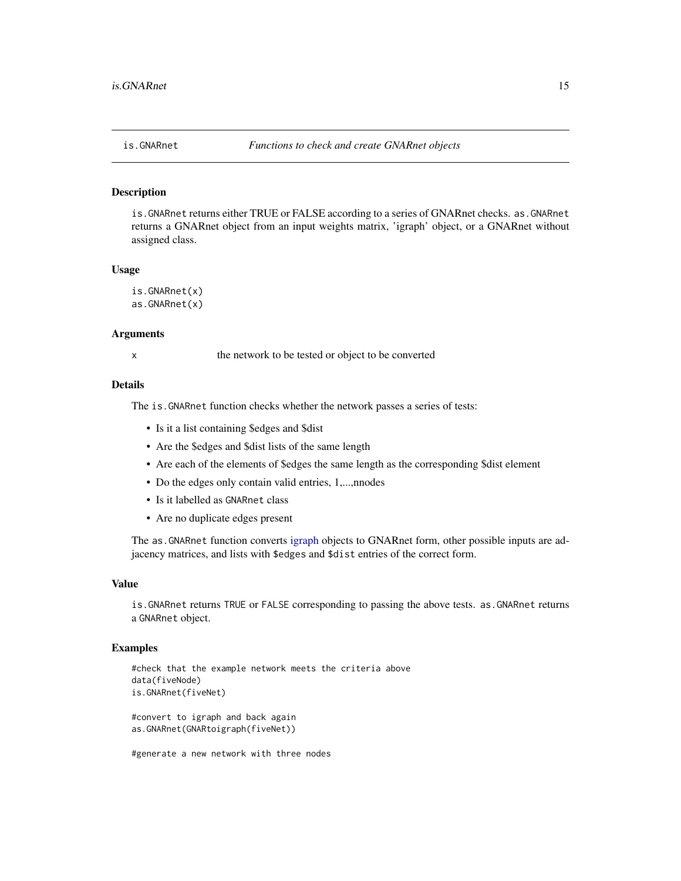## is.GNARnet — *Functions to check and create GNARnet objects*

### Description

is.GNARnet returns either TRUE or FALSE according to a series of GNARnet checks. as.GNARnet returns a GNARnet object from an input weights matrix, 'igraph' object, or a GNARnet without assigned class.

### Usage

```
is.GNARnet(x)
as.GNARnet(x)
```

### Arguments

| | |
|---|---|
| x | the network to be tested or object to be converted |

### Details

The is.GNARnet function checks whether the network passes a series of tests:

- Is it a list containing $edges and $dist
- Are the $edges and $dist lists of the same length
- Are each of the elements of $edges the same length as the corresponding $dist element
- Do the edges only contain valid entries, 1,...,nnodes
- Is it labelled as GNARnet class
- Are no duplicate edges present

The as.GNARnet function converts igraph objects to GNARnet form, other possible inputs are adjacency matrices, and lists with $edges and $dist entries of the correct form.

### Value

is.GNARnet returns TRUE or FALSE corresponding to passing the above tests. as.GNARnet returns a GNARnet object.

### Examples

```
#check that the example network meets the criteria above
data(fiveNode)
is.GNARnet(fiveNet)

#convert to igraph and back again
as.GNARnet(GNARtoigraph(fiveNet))

#generate a new network with three nodes
```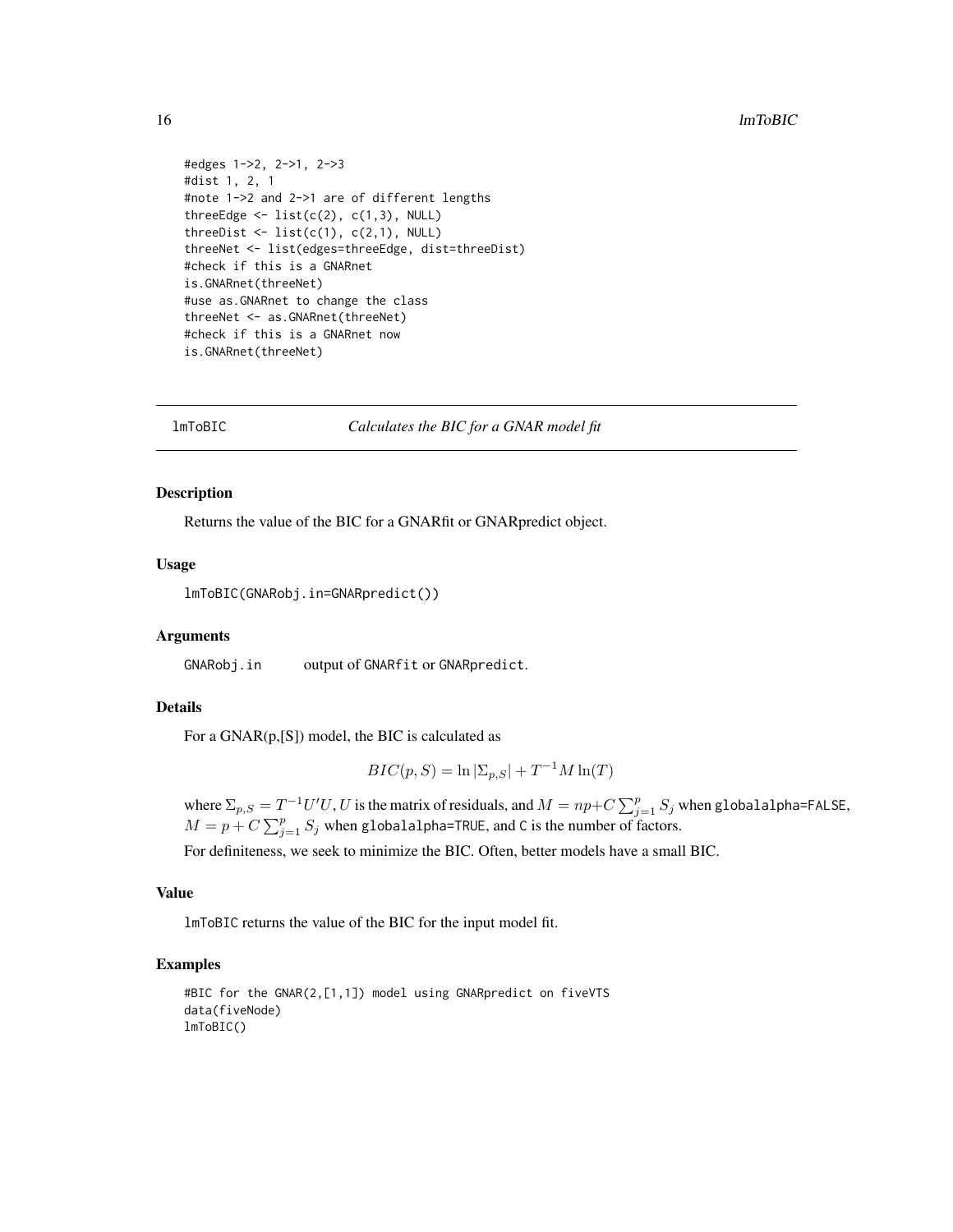```
#edges 1->2, 2->1, 2->3
#dist 1, 2, 1
#note 1->2 and 2->1 are of different lengths
threeEdge <- list(c(2), c(1,3), NULL)
threeDist <- list(c(1), c(2,1), NULL)
threeNet <- list(edges=threeEdge, dist=threeDist)
#check if this is a GNARnet
is.GNARnet(threeNet)
#use as.GNARnet to change the class
threeNet <- as.GNARnet(threeNet)
#check if this is a GNARnet now
is.GNARnet(threeNet)
```

---

## lmToBIC *Calculates the BIC for a GNAR model fit*

---

### Description

Returns the value of the BIC for a GNARfit or GNARpredict object.

### Usage

```
lmToBIC(GNARobj.in=GNARpredict())
```

### Arguments

| | |
|---|---|
| GNARobj.in | output of GNARfit or GNARpredict. |

### Details

For a GNAR(p,[S]) model, the BIC is calculated as

$$BIC(p, S) = \ln |\Sigma_{p,S}| + T^{-1} M \ln(T)$$

where $\Sigma_{p,S} = T^{-1} U'U$, $U$ is the matrix of residuals, and $M = np + C \sum_{j=1}^{p} S_j$ when globalalpha=FALSE, $M = p + C \sum_{j=1}^{p} S_j$ when globalalpha=TRUE, and C is the number of factors.

For definiteness, we seek to minimize the BIC. Often, better models have a small BIC.

### Value

lmToBIC returns the value of the BIC for the input model fit.

### Examples

```
#BIC for the GNAR(2,[1,1]) model using GNARpredict on fiveVTS
data(fiveNode)
lmToBIC()
```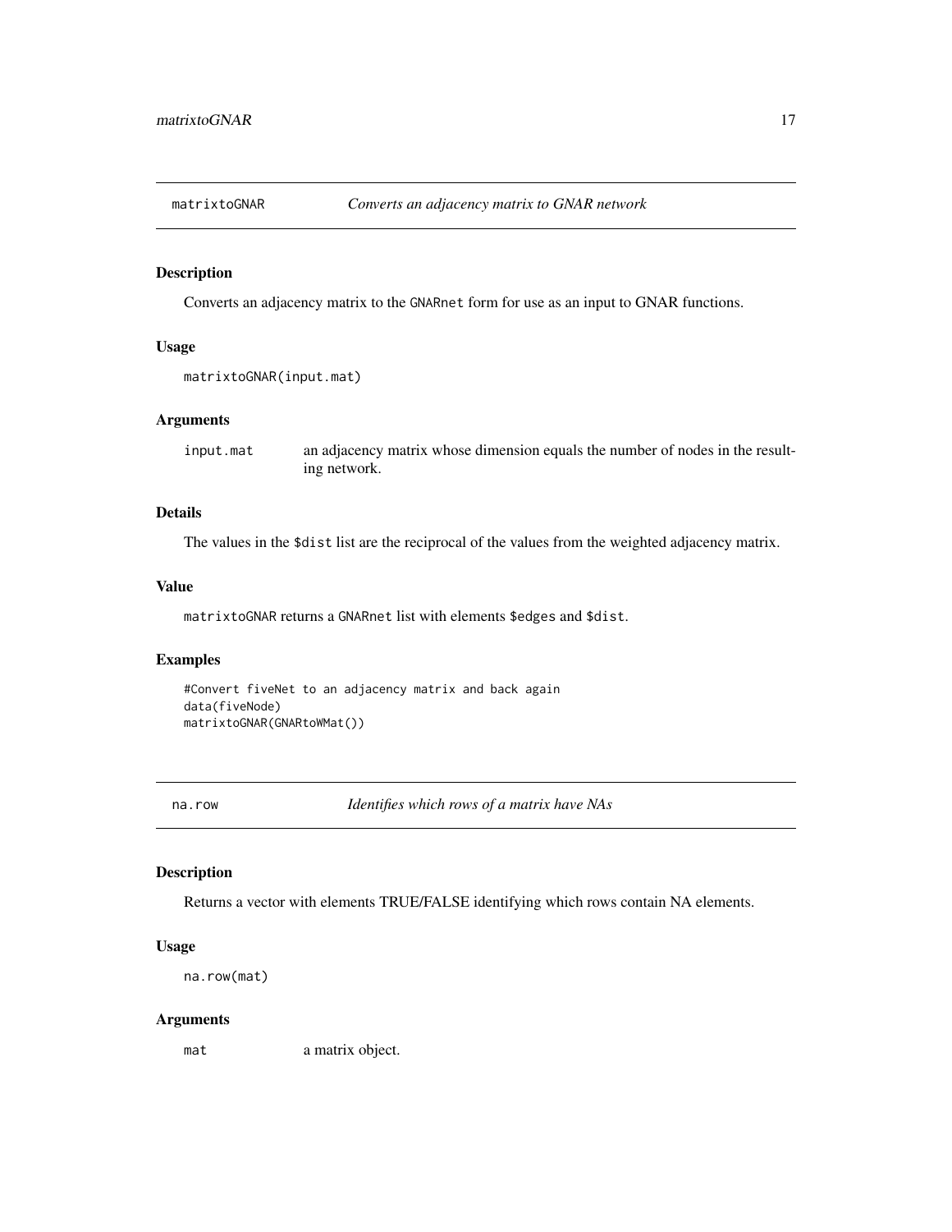## matrixtoGNAR *Converts an adjacency matrix to GNAR network*

### Description

Converts an adjacency matrix to the GNARnet form for use as an input to GNAR functions.

### Usage

```
matrixtoGNAR(input.mat)
```

### Arguments

| | |
|---|---|
| input.mat | an adjacency matrix whose dimension equals the number of nodes in the resulting network. |

### Details

The values in the $dist list are the reciprocal of the values from the weighted adjacency matrix.

### Value

matrixtoGNAR returns a GNARnet list with elements $edges and $dist.

### Examples

```
#Convert fiveNet to an adjacency matrix and back again
data(fiveNode)
matrixtoGNAR(GNARtoWMat())
```

## na.row *Identifies which rows of a matrix have NAs*

### Description

Returns a vector with elements TRUE/FALSE identifying which rows contain NA elements.

### Usage

```
na.row(mat)
```

### Arguments

| | |
|---|---|
| mat | a matrix object. |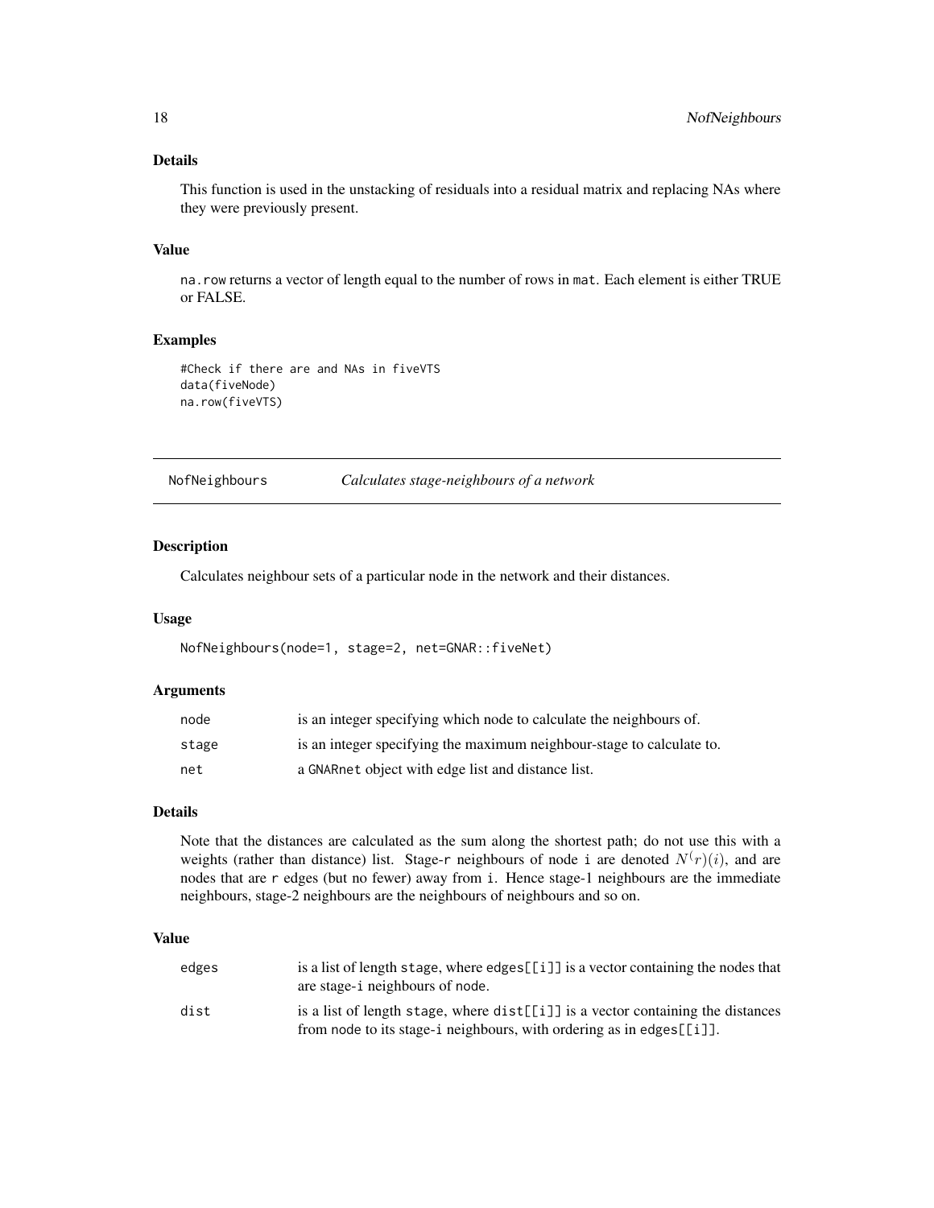### Details

This function is used in the unstacking of residuals into a residual matrix and replacing NAs where they were previously present.

### Value

na.row returns a vector of length equal to the number of rows in mat. Each element is either TRUE or FALSE.

### Examples

```
#Check if there are and NAs in fiveVTS
data(fiveNode)
na.row(fiveVTS)
```

---

## NofNeighbours *Calculates stage-neighbours of a network*

### Description

Calculates neighbour sets of a particular node in the network and their distances.

### Usage

```
NofNeighbours(node=1, stage=2, net=GNAR::fiveNet)
```

### Arguments

| | |
|---|---|
| node | is an integer specifying which node to calculate the neighbours of. |
| stage | is an integer specifying the maximum neighbour-stage to calculate to. |
| net | a GNARnet object with edge list and distance list. |

### Details

Note that the distances are calculated as the sum along the shortest path; do not use this with a weights (rather than distance) list. Stage-r neighbours of node i are denoted $N^(r)(i)$, and are nodes that are r edges (but no fewer) away from i. Hence stage-1 neighbours are the immediate neighbours, stage-2 neighbours are the neighbours of neighbours and so on.

### Value

| | |
|---|---|
| edges | is a list of length stage, where edges[[i]] is a vector containing the nodes that are stage-i neighbours of node. |
| dist | is a list of length stage, where dist[[i]] is a vector containing the distances from node to its stage-i neighbours, with ordering as in edges[[i]]. |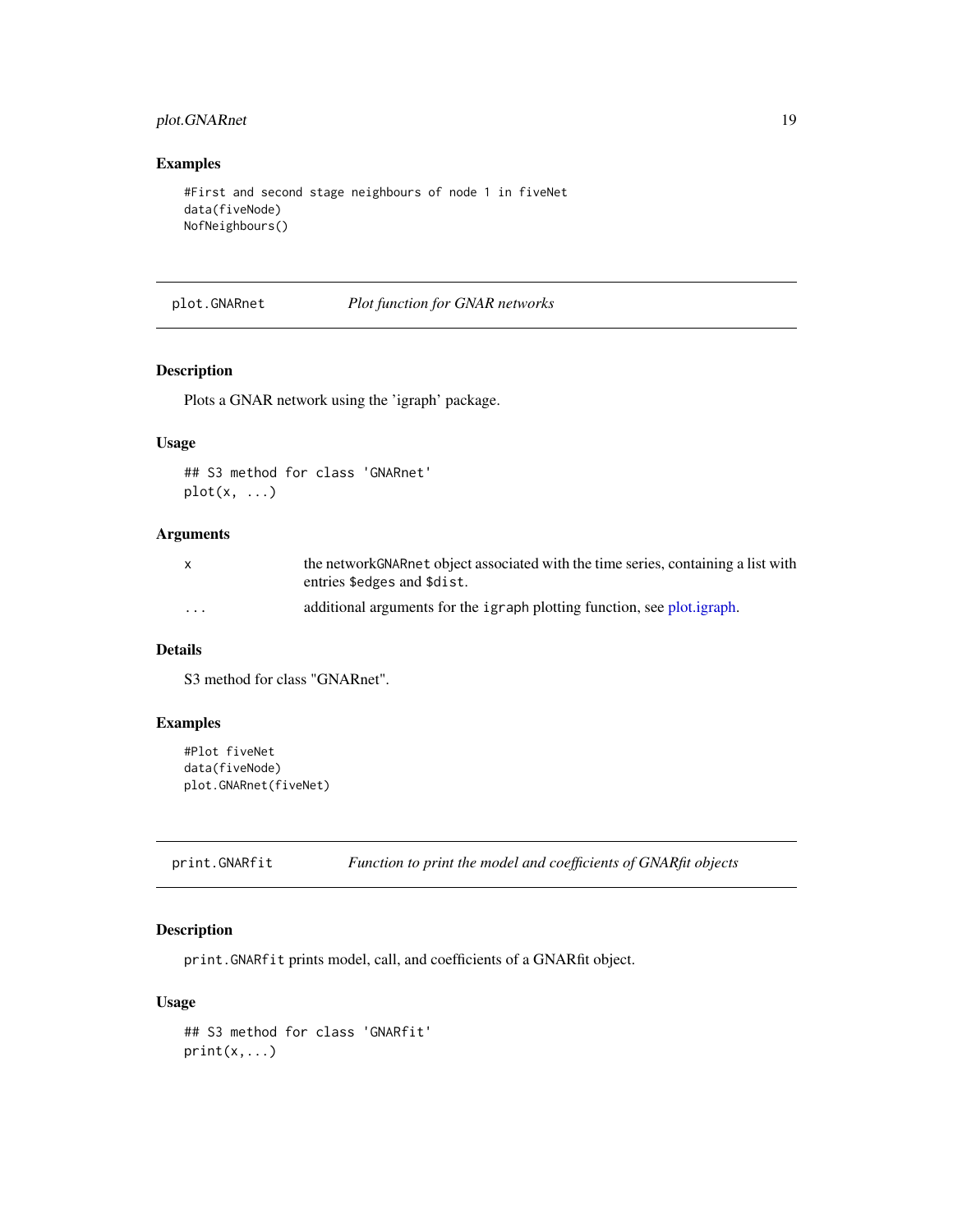### Examples

```
#First and second stage neighbours of node 1 in fiveNet
data(fiveNode)
NofNeighbours()
```

---

## plot.GNARnet — *Plot function for GNAR networks*

### Description

Plots a GNAR network using the 'igraph' package.

### Usage

```
## S3 method for class 'GNARnet'
plot(x, ...)
```

### Arguments

| | |
|---|---|
| x | the networkGNARnet object associated with the time series, containing a list with entries $edges and $dist. |
| ... | additional arguments for the igraph plotting function, see plot.igraph. |

### Details

S3 method for class "GNARnet".

### Examples

```
#Plot fiveNet
data(fiveNode)
plot.GNARnet(fiveNet)
```

---

## print.GNARfit — *Function to print the model and coefficients of GNARfit objects*

### Description

`print.GNARfit` prints model, call, and coefficients of a GNARfit object.

### Usage

```
## S3 method for class 'GNARfit'
print(x,...)
```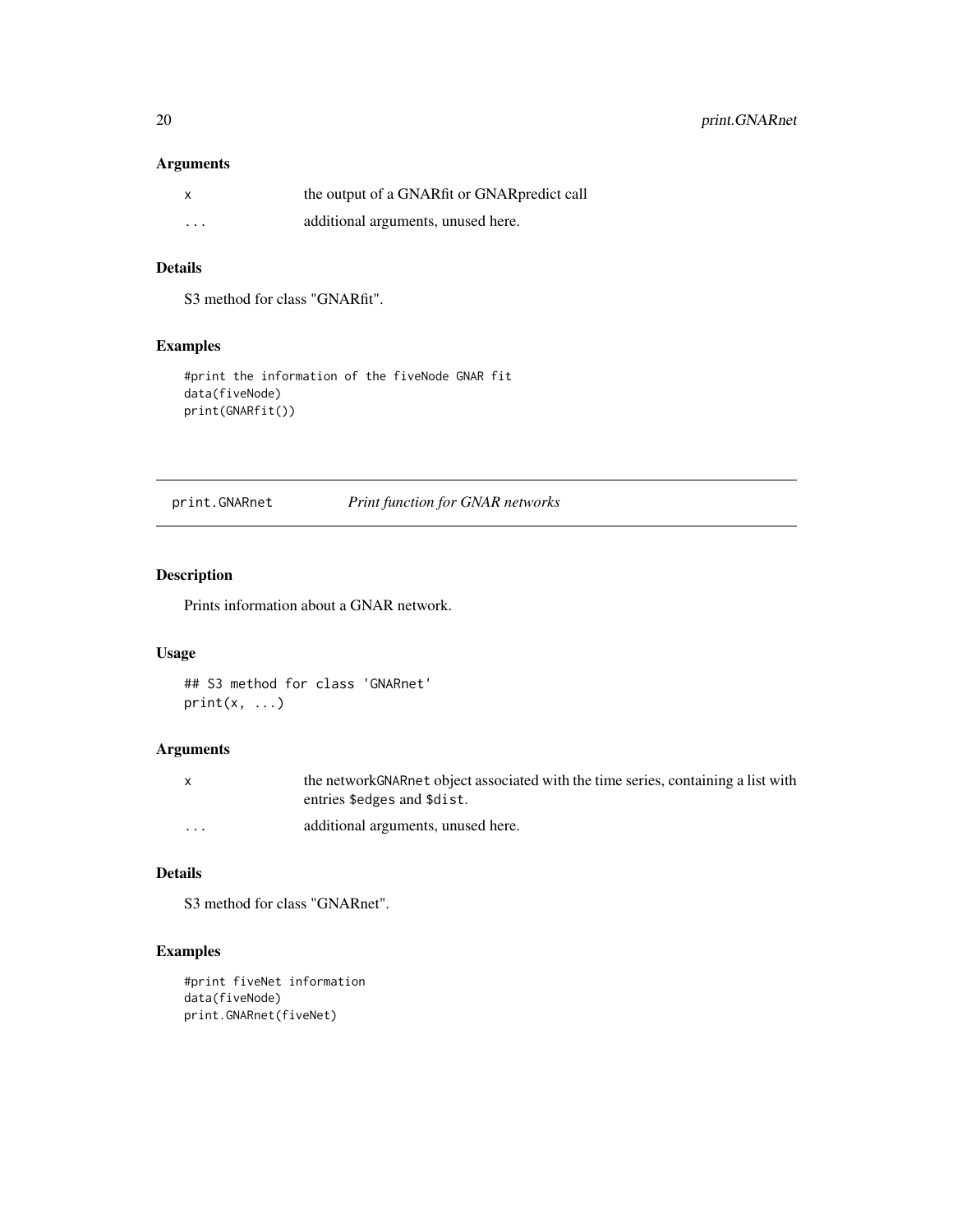### Arguments

| | |
|---|---|
| x | the output of a GNARfit or GNARpredict call |
| ... | additional arguments, unused here. |

### Details

S3 method for class "GNARfit".

### Examples

```
#print the information of the fiveNode GNAR fit
data(fiveNode)
print(GNARfit())
```

---

## print.GNARnet *Print function for GNAR networks*

### Description

Prints information about a GNAR network.

### Usage

```
## S3 method for class 'GNARnet'
print(x, ...)
```

### Arguments

| | |
|---|---|
| x | the networkGNARnet object associated with the time series, containing a list with entries $edges and $dist. |
| ... | additional arguments, unused here. |

### Details

S3 method for class "GNARnet".

### Examples

```
#print fiveNet information
data(fiveNode)
print.GNARnet(fiveNet)
```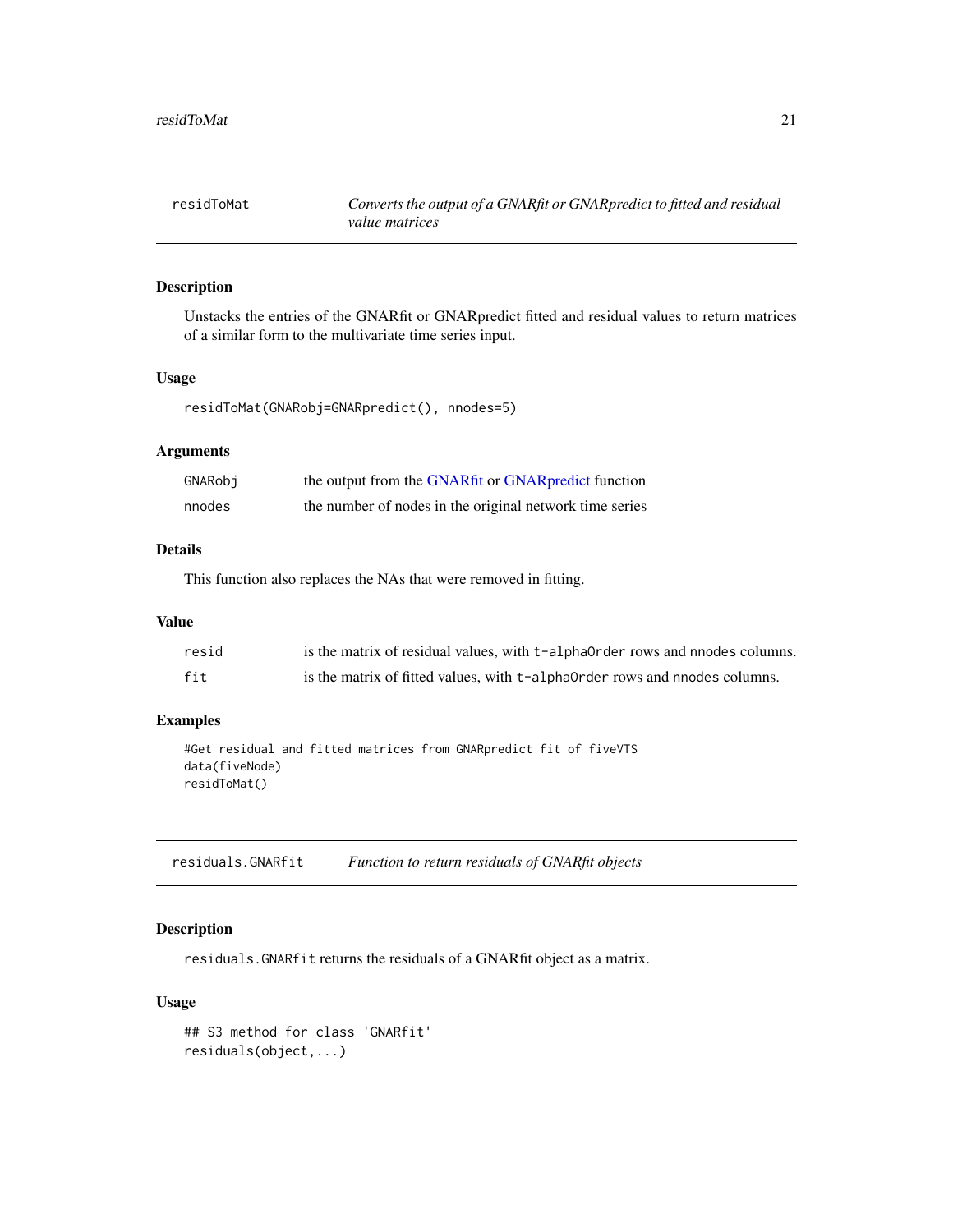## residToMat — *Converts the output of a GNARfit or GNARpredict to fitted and residual value matrices*

### Description

Unstacks the entries of the GNARfit or GNARpredict fitted and residual values to return matrices of a similar form to the multivariate time series input.

### Usage

```
residToMat(GNARobj=GNARpredict(), nnodes=5)
```

### Arguments

| | |
|---|---|
| `GNARobj` | the output from the GNARfit or GNARpredict function |
| `nnodes` | the number of nodes in the original network time series |

### Details

This function also replaces the NAs that were removed in fitting.

### Value

| | |
|---|---|
| `resid` | is the matrix of residual values, with `t-alphaOrder` rows and `nnodes` columns. |
| `fit` | is the matrix of fitted values, with `t-alphaOrder` rows and `nnodes` columns. |

### Examples

```
#Get residual and fitted matrices from GNARpredict fit of fiveVTS
data(fiveNode)
residToMat()
```

## residuals.GNARfit — *Function to return residuals of GNARfit objects*

### Description

`residuals.GNARfit` returns the residuals of a GNARfit object as a matrix.

### Usage

```
## S3 method for class 'GNARfit'
residuals(object,...)
```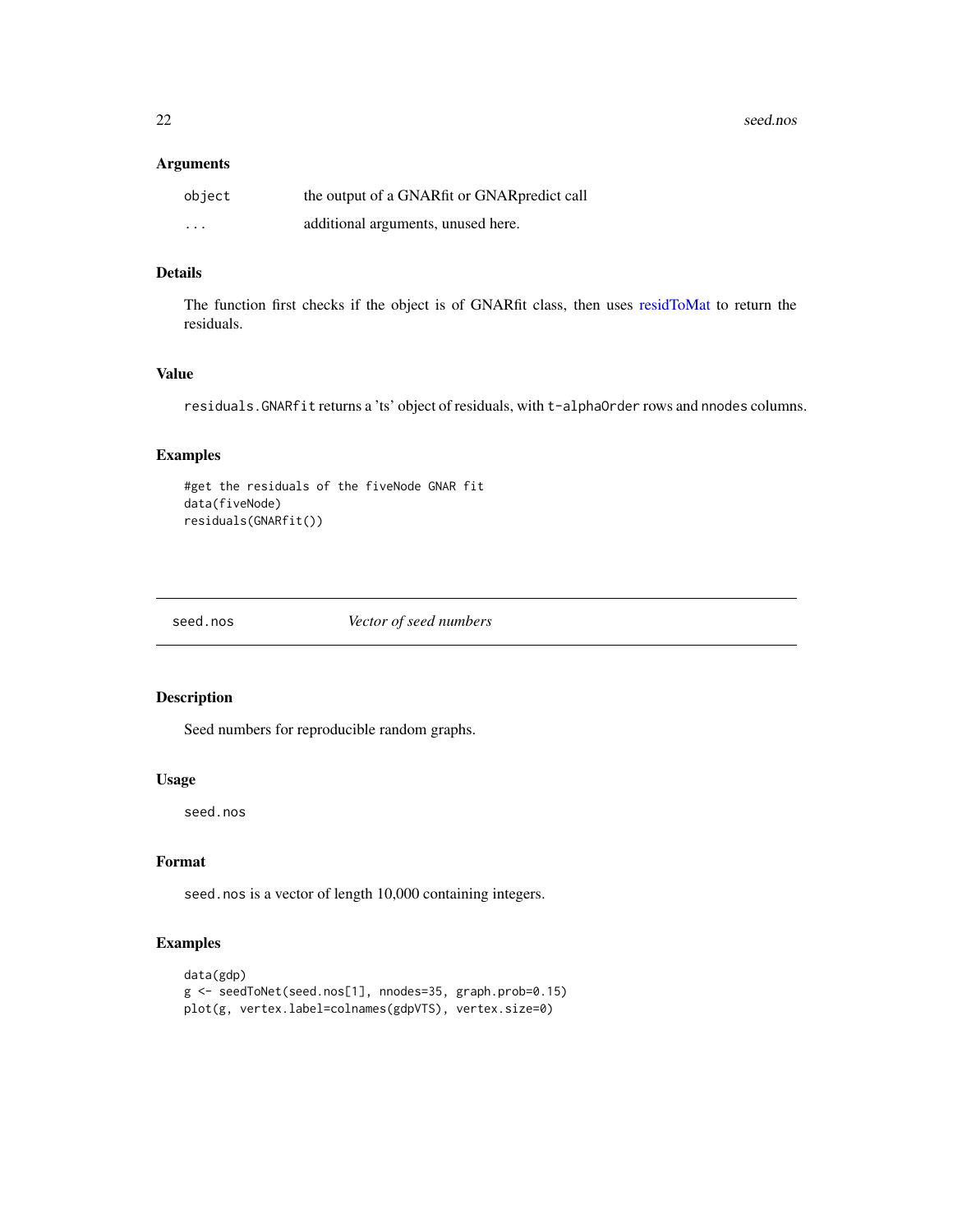### Arguments

| | |
|---|---|
| `object` | the output of a GNARfit or GNARpredict call |
| `...` | additional arguments, unused here. |

### Details

The function first checks if the object is of GNARfit class, then uses residToMat to return the residuals.

### Value

`residuals.GNARfit` returns a 'ts' object of residuals, with `t-alphaOrder` rows and `nnodes` columns.

### Examples

```
#get the residuals of the fiveNode GNAR fit
data(fiveNode)
residuals(GNARfit())
```

---

## seed.nos *Vector of seed numbers*

---

### Description

Seed numbers for reproducible random graphs.

### Usage

```
seed.nos
```

### Format

`seed.nos` is a vector of length 10,000 containing integers.

### Examples

```
data(gdp)
g <- seedToNet(seed.nos[1], nnodes=35, graph.prob=0.15)
plot(g, vertex.label=colnames(gdpVTS), vertex.size=0)
```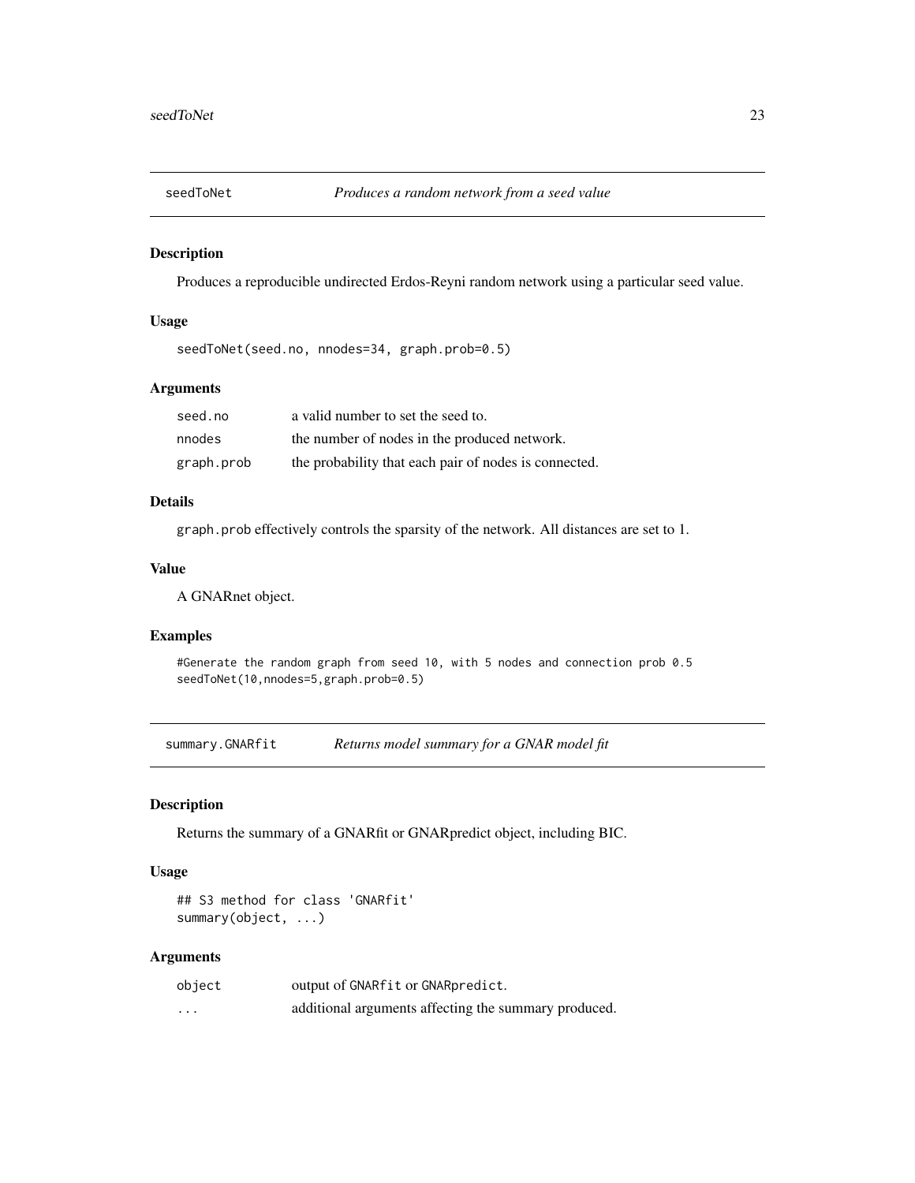## seedToNet *Produces a random network from a seed value*

### Description

Produces a reproducible undirected Erdos-Reyni random network using a particular seed value.

### Usage

```
seedToNet(seed.no, nnodes=34, graph.prob=0.5)
```

### Arguments

| | |
|---|---|
| `seed.no` | a valid number to set the seed to. |
| `nnodes` | the number of nodes in the produced network. |
| `graph.prob` | the probability that each pair of nodes is connected. |

### Details

`graph.prob` effectively controls the sparsity of the network. All distances are set to 1.

### Value

A GNARnet object.

### Examples

```
#Generate the random graph from seed 10, with 5 nodes and connection prob 0.5
seedToNet(10,nnodes=5,graph.prob=0.5)
```

## summary.GNARfit *Returns model summary for a GNAR model fit*

### Description

Returns the summary of a GNARfit or GNARpredict object, including BIC.

### Usage

```
## S3 method for class 'GNARfit'
summary(object, ...)
```

### Arguments

| | |
|---|---|
| `object` | output of `GNARfit` or `GNARpredict`. |
| `...` | additional arguments affecting the summary produced. |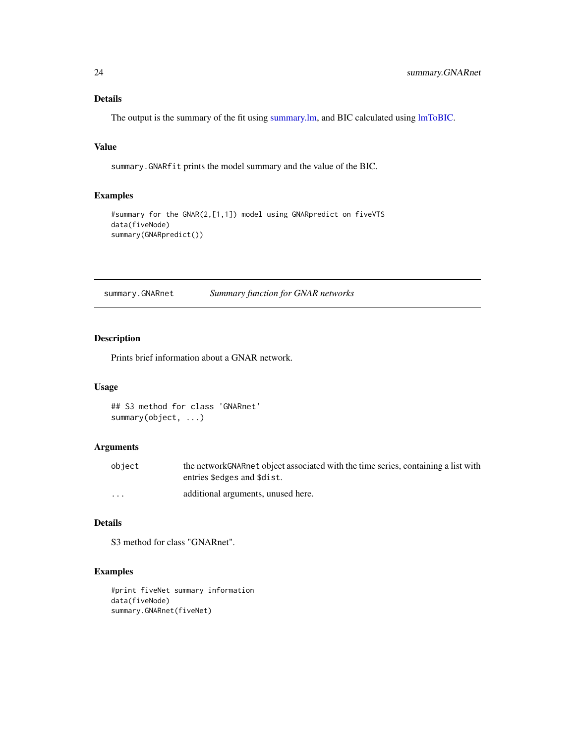### Details

The output is the summary of the fit using summary.lm, and BIC calculated using lmToBIC.

### Value

`summary.GNARfit` prints the model summary and the value of the BIC.

### Examples

```
#summary for the GNAR(2,[1,1]) model using GNARpredict on fiveVTS
data(fiveNode)
summary(GNARpredict())
```

---

## summary.GNARnet    *Summary function for GNAR networks*

---

### Description

Prints brief information about a GNAR network.

### Usage

```
## S3 method for class 'GNARnet'
summary(object, ...)
```

### Arguments

| | |
|---|---|
| `object` | the networkGNARnet object associated with the time series, containing a list with entries `$edges` and `$dist`. |
| `...` | additional arguments, unused here. |

### Details

S3 method for class "GNARnet".

### Examples

```
#print fiveNet summary information
data(fiveNode)
summary.GNARnet(fiveNet)
```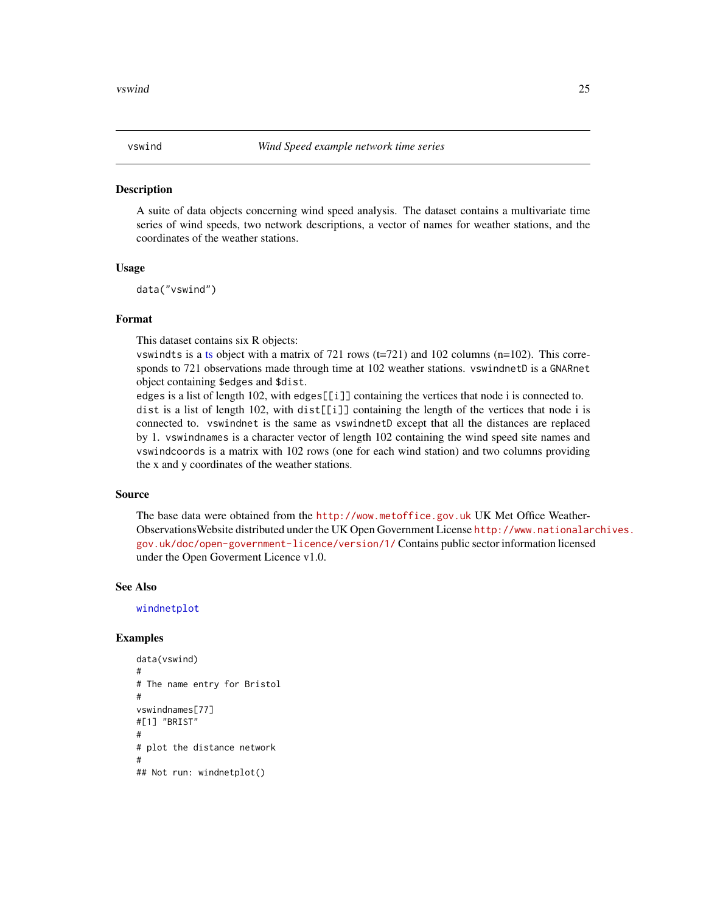vswind *Wind Speed example network time series*

## Description

A suite of data objects concerning wind speed analysis. The dataset contains a multivariate time series of wind speeds, two network descriptions, a vector of names for weather stations, and the coordinates of the weather stations.

## Usage

```
data("vswind")
```

## Format

This dataset contains six R objects:
`vswindts` is a ts object with a matrix of 721 rows (t=721) and 102 columns (n=102). This corresponds to 721 observations made through time at 102 weather stations. `vswindnetD` is a `GNARnet` object containing `$edges` and `$dist`.
`edges` is a list of length 102, with `edges[[i]]` containing the vertices that node i is connected to.
`dist` is a list of length 102, with `dist[[i]]` containing the length of the vertices that node i is connected to. `vswindnet` is the same as `vswindnetD` except that all the distances are replaced by 1. `vswindnames` is a character vector of length 102 containing the wind speed site names and `vswindcoords` is a matrix with 102 rows (one for each wind station) and two columns providing the x and y coordinates of the weather stations.

## Source

The base data were obtained from the http://wow.metoffice.gov.uk UK Met Office Weather-ObservationsWebsite distributed under the UK Open Government License http://www.nationalarchives.gov.uk/doc/open-government-licence/version/1/ Contains public sector information licensed under the Open Goverment Licence v1.0.

## See Also

windnetplot

## Examples

```
data(vswind)
#
# The name entry for Bristol
#
vswindnames[77]
#[1] "BRIST"
#
# plot the distance network
#
## Not run: windnetplot()
```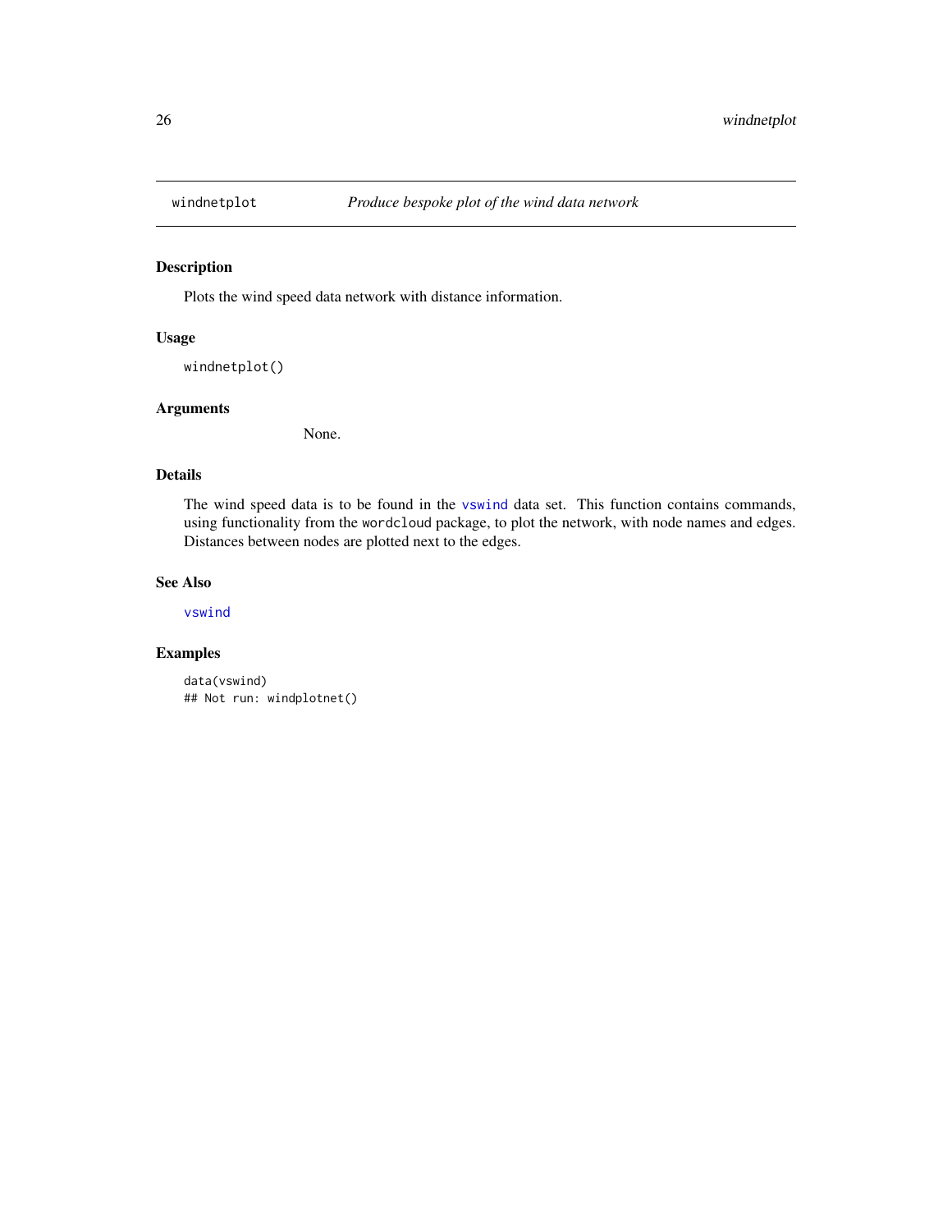windnetplot *Produce bespoke plot of the wind data network*

## Description

Plots the wind speed data network with distance information.

## Usage

```
windnetplot()
```

## Arguments

None.

## Details

The wind speed data is to be found in the `vswind` data set. This function contains commands, using functionality from the `wordcloud` package, to plot the network, with node names and edges. Distances between nodes are plotted next to the edges.

## See Also

`vswind`

## Examples

```
data(vswind)
## Not run: windplotnet()
```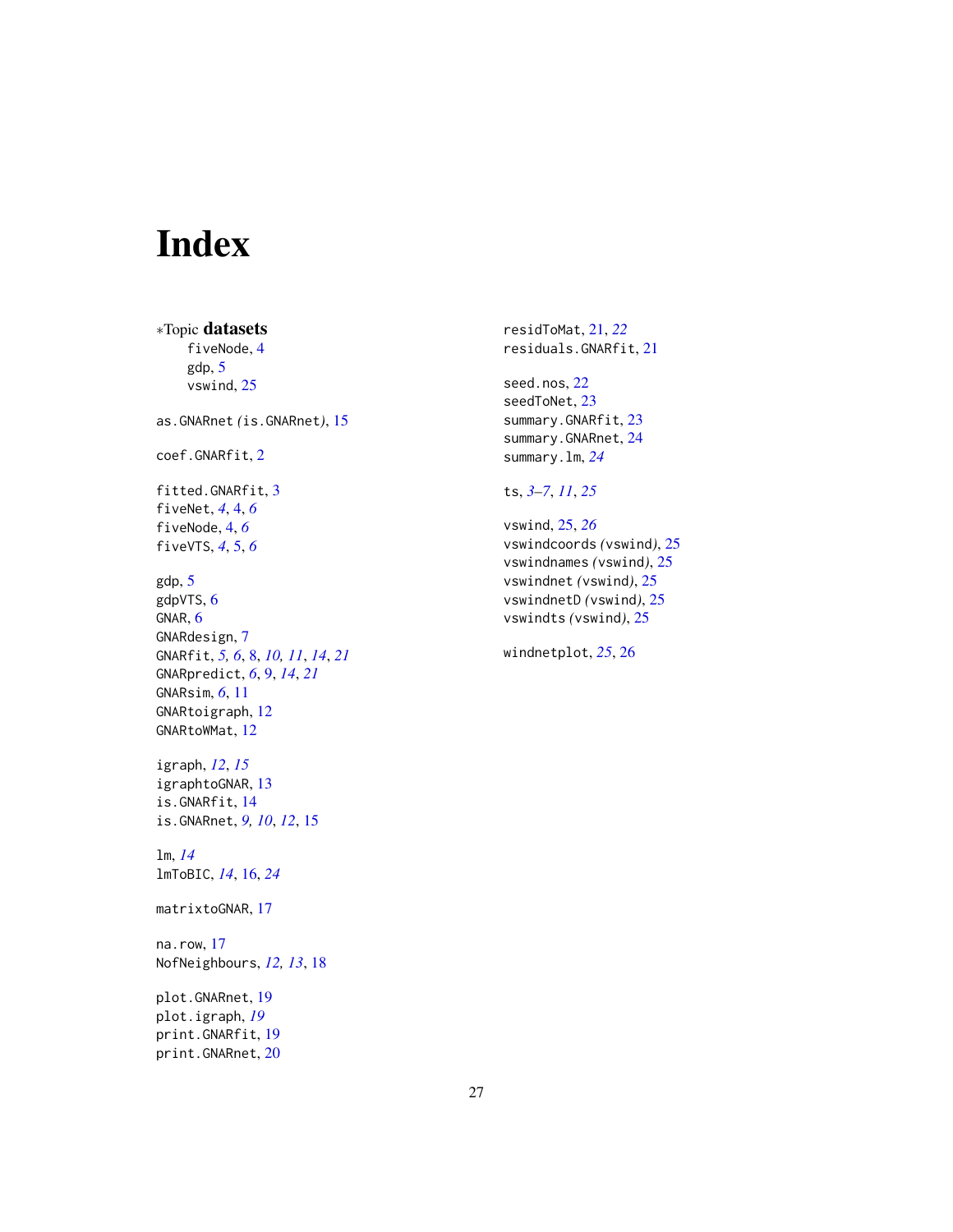# Index

∗Topic **datasets**
- fiveNode, 4
- gdp, 5
- vswind, 25

as.GNARnet *(*is.GNARnet*)*, 15

coef.GNARfit, 2

fitted.GNARfit, 3
fiveNet, *4*, 4, *6*
fiveNode, 4, *6*
fiveVTS, *4*, 5, *6*

gdp, 5
gdpVTS, 6
GNAR, 6
GNARdesign, 7
GNARfit, *5, 6*, 8, *10, 11*, *14*, *21*
GNARpredict, *6*, 9, *14*, *21*
GNARsim, *6*, 11
GNARtoigraph, 12
GNARtoWMat, 12

igraph, *12*, *15*
igraphtoGNAR, 13
is.GNARfit, 14
is.GNARnet, *9, 10*, *12*, 15

lm, *14*
lmToBIC, *14*, 16, *24*

matrixtoGNAR, 17

na.row, 17
NofNeighbours, *12, 13*, 18

plot.GNARnet, 19
plot.igraph, *19*
print.GNARfit, 19
print.GNARnet, 20

residToMat, 21, *22*
residuals.GNARfit, 21

seed.nos, 22
seedToNet, 23
summary.GNARfit, 23
summary.GNARnet, 24
summary.lm, *24*

ts, *3–7*, *11*, *25*

vswind, 25, *26*
vswindcoords *(*vswind*)*, 25
vswindnames *(*vswind*)*, 25
vswindnet *(*vswind*)*, 25
vswindnetD *(*vswind*)*, 25
vswindts *(*vswind*)*, 25

windnetplot, *25*, 26